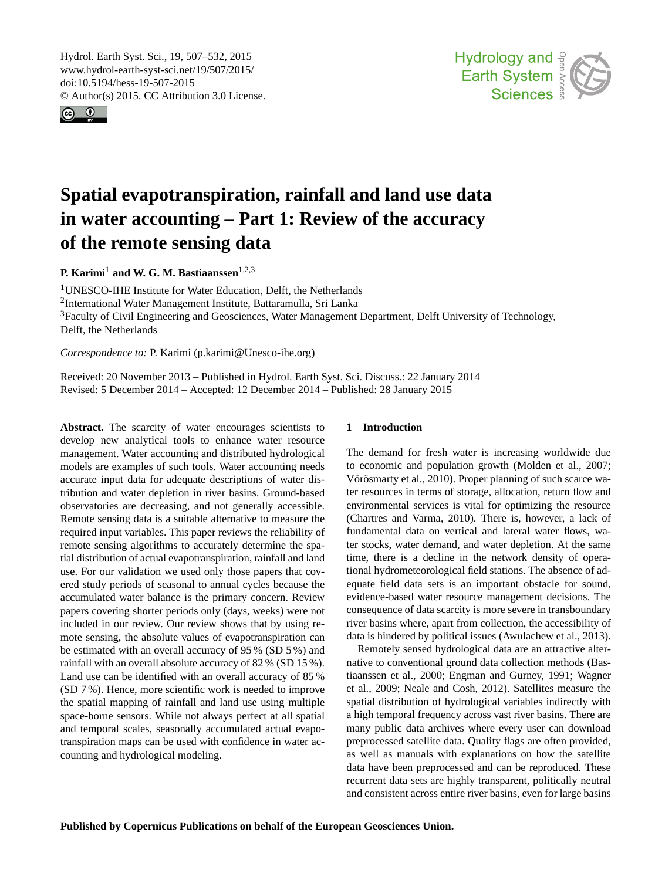# Spatial evapotranspiration, rainfall and land use data in water accounting – Part 1: Review of the accuracy of the remote sensing data

**P. Karimi**[1] **and W. G. M. Bastiaanssen**[1,2,3]

[1]UNESCO-IHE Institute for Water Education, Delft, the Netherlands

[2]International Water Management Institute, Battaramulla, Sri Lanka

[3]Faculty of Civil Engineering and Geosciences, Water Management Department, Delft University of Technology, Delft, the Netherlands

*Correspondence to:* P. Karimi (p.karimi@Unesco-ihe.org)

Received: 20 November 2013 – Published in Hydrol. Earth Syst. Sci. Discuss.: 22 January 2014
Revised: 5 December 2014 – Accepted: 12 December 2014 – Published: 28 January 2015

**Abstract.** The scarcity of water encourages scientists to develop new analytical tools to enhance water resource management. Water accounting and distributed hydrological models are examples of such tools. Water accounting needs accurate input data for adequate descriptions of water distribution and water depletion in river basins. Ground-based observatories are decreasing, and not generally accessible. Remote sensing data is a suitable alternative to measure the required input variables. This paper reviews the reliability of remote sensing algorithms to accurately determine the spatial distribution of actual evapotranspiration, rainfall and land use. For our validation we used only those papers that covered study periods of seasonal to annual cycles because the accumulated water balance is the primary concern. Review papers covering shorter periods only (days, weeks) were not included in our review. Our review shows that by using remote sensing, the absolute values of evapotranspiration can be estimated with an overall accuracy of 95 % (SD 5 %) and rainfall with an overall absolute accuracy of 82 % (SD 15 %). Land use can be identified with an overall accuracy of 85 % (SD 7 %). Hence, more scientific work is needed to improve the spatial mapping of rainfall and land use using multiple space-borne sensors. While not always perfect at all spatial and temporal scales, seasonally accumulated actual evapotranspiration maps can be used with confidence in water accounting and hydrological modeling.

## 1 Introduction

The demand for fresh water is increasing worldwide due to economic and population growth (Molden et al., 2007; Vörösmarty et al., 2010). Proper planning of such scarce water resources in terms of storage, allocation, return flow and environmental services is vital for optimizing the resource (Chartres and Varma, 2010). There is, however, a lack of fundamental data on vertical and lateral water flows, water stocks, water demand, and water depletion. At the same time, there is a decline in the network density of operational hydrometeorological field stations. The absence of adequate field data sets is an important obstacle for sound, evidence-based water resource management decisions. The consequence of data scarcity is more severe in transboundary river basins where, apart from collection, the accessibility of data is hindered by political issues (Awulachew et al., 2013).

Remotely sensed hydrological data are an attractive alternative to conventional ground data collection methods (Bastiaanssen et al., 2000; Engman and Gurney, 1991; Wagner et al., 2009; Neale and Cosh, 2012). Satellites measure the spatial distribution of hydrological variables indirectly with a high temporal frequency across vast river basins. There are many public data archives where every user can download preprocessed satellite data. Quality flags are often provided, as well as manuals with explanations on how the satellite data have been preprocessed and can be reproduced. These recurrent data sets are highly transparent, politically neutral and consistent across entire river basins, even for large basins

**Published by Copernicus Publications on behalf of the European Geosciences Union.**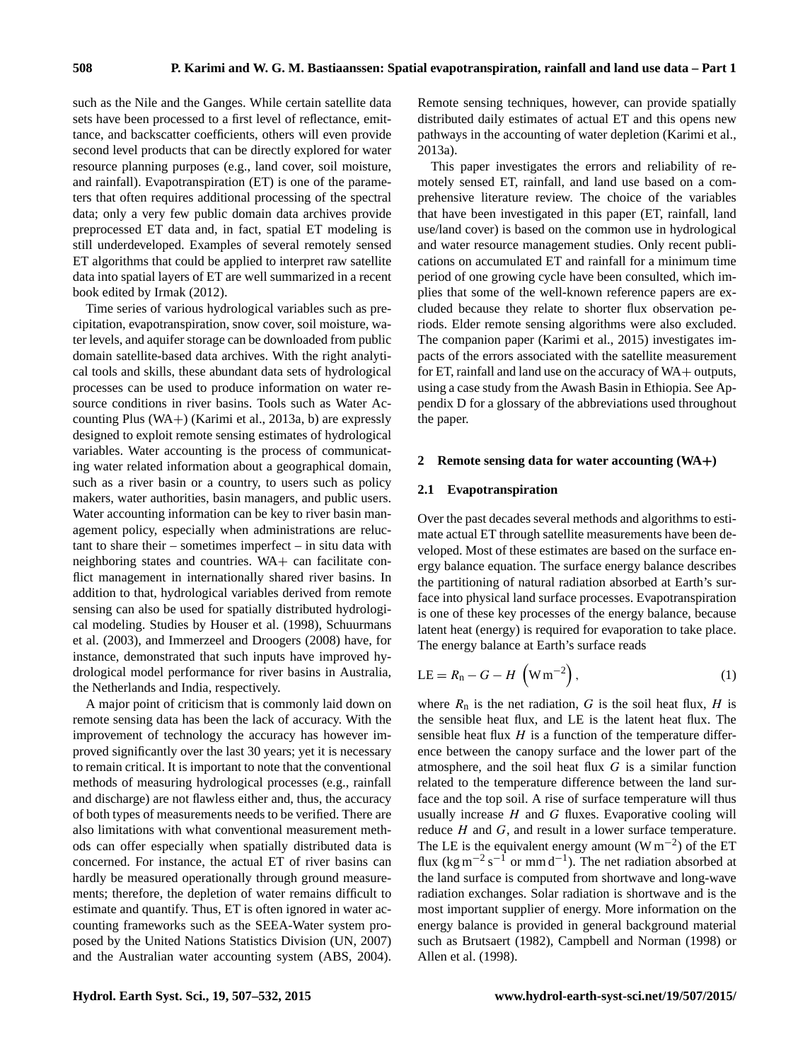such as the Nile and the Ganges. While certain satellite data sets have been processed to a first level of reflectance, emittance, and backscatter coefficients, others will even provide second level products that can be directly explored for water resource planning purposes (e.g., land cover, soil moisture, and rainfall). Evapotranspiration (ET) is one of the parameters that often requires additional processing of the spectral data; only a very few public domain data archives provide preprocessed ET data and, in fact, spatial ET modeling is still underdeveloped. Examples of several remotely sensed ET algorithms that could be applied to interpret raw satellite data into spatial layers of ET are well summarized in a recent book edited by Irmak (2012).

Time series of various hydrological variables such as precipitation, evapotranspiration, snow cover, soil moisture, water levels, and aquifer storage can be downloaded from public domain satellite-based data archives. With the right analytical tools and skills, these abundant data sets of hydrological processes can be used to produce information on water resource conditions in river basins. Tools such as Water Accounting Plus (WA+) (Karimi et al., 2013a, b) are expressly designed to exploit remote sensing estimates of hydrological variables. Water accounting is the process of communicating water related information about a geographical domain, such as a river basin or a country, to users such as policy makers, water authorities, basin managers, and public users. Water accounting information can be key to river basin management policy, especially when administrations are reluctant to share their – sometimes imperfect – in situ data with neighboring states and countries. WA+ can facilitate conflict management in internationally shared river basins. In addition to that, hydrological variables derived from remote sensing can also be used for spatially distributed hydrological modeling. Studies by Houser et al. (1998), Schuurmans et al. (2003), and Immerzeel and Droogers (2008) have, for instance, demonstrated that such inputs have improved hydrological model performance for river basins in Australia, the Netherlands and India, respectively.

A major point of criticism that is commonly laid down on remote sensing data has been the lack of accuracy. With the improvement of technology the accuracy has however improved significantly over the last 30 years; yet it is necessary to remain critical. It is important to note that the conventional methods of measuring hydrological processes (e.g., rainfall and discharge) are not flawless either and, thus, the accuracy of both types of measurements needs to be verified. There are also limitations with what conventional measurement methods can offer especially when spatially distributed data is concerned. For instance, the actual ET of river basins can hardly be measured operationally through ground measurements; therefore, the depletion of water remains difficult to estimate and quantify. Thus, ET is often ignored in water accounting frameworks such as the SEEA-Water system proposed by the United Nations Statistics Division (UN, 2007) and the Australian water accounting system (ABS, 2004). Remote sensing techniques, however, can provide spatially distributed daily estimates of actual ET and this opens new pathways in the accounting of water depletion (Karimi et al., 2013a).

This paper investigates the errors and reliability of remotely sensed ET, rainfall, and land use based on a comprehensive literature review. The choice of the variables that have been investigated in this paper (ET, rainfall, land use/land cover) is based on the common use in hydrological and water resource management studies. Only recent publications on accumulated ET and rainfall for a minimum time period of one growing cycle have been consulted, which implies that some of the well-known reference papers are excluded because they relate to shorter flux observation periods. Elder remote sensing algorithms were also excluded. The companion paper (Karimi et al., 2015) investigates impacts of the errors associated with the satellite measurement for ET, rainfall and land use on the accuracy of WA+ outputs, using a case study from the Awash Basin in Ethiopia. See Appendix D for a glossary of the abbreviations used throughout the paper.

## 2 Remote sensing data for water accounting (WA+)

### 2.1 Evapotranspiration

Over the past decades several methods and algorithms to estimate actual ET through satellite measurements have been developed. Most of these estimates are based on the surface energy balance equation. The surface energy balance describes the partitioning of natural radiation absorbed at Earth's surface into physical land surface processes. Evapotranspiration is one of these key processes of the energy balance, because latent heat (energy) is required for evaporation to take place. The energy balance at Earth's surface reads

$$\mathrm{LE} = R_\mathrm{n} - G - H \ \left(\mathrm{W\,m^{-2}}\right), \tag{1}$$

where $R_\mathrm{n}$ is the net radiation, $G$ is the soil heat flux, $H$ is the sensible heat flux, and LE is the latent heat flux. The sensible heat flux $H$ is a function of the temperature difference between the canopy surface and the lower part of the atmosphere, and the soil heat flux $G$ is a similar function related to the temperature difference between the land surface and the top soil. A rise of surface temperature will thus usually increase $H$ and $G$ fluxes. Evaporative cooling will reduce $H$ and $G$, and result in a lower surface temperature. The LE is the equivalent energy amount ($\mathrm{W\,m^{-2}}$) of the ET flux ($\mathrm{kg\,m^{-2}\,s^{-1}}$ or $\mathrm{mm\,d^{-1}}$). The net radiation absorbed at the land surface is computed from shortwave and long-wave radiation exchanges. Solar radiation is shortwave and is the most important supplier of energy. More information on the energy balance is provided in general background material such as Brutsaert (1982), Campbell and Norman (1998) or Allen et al. (1998).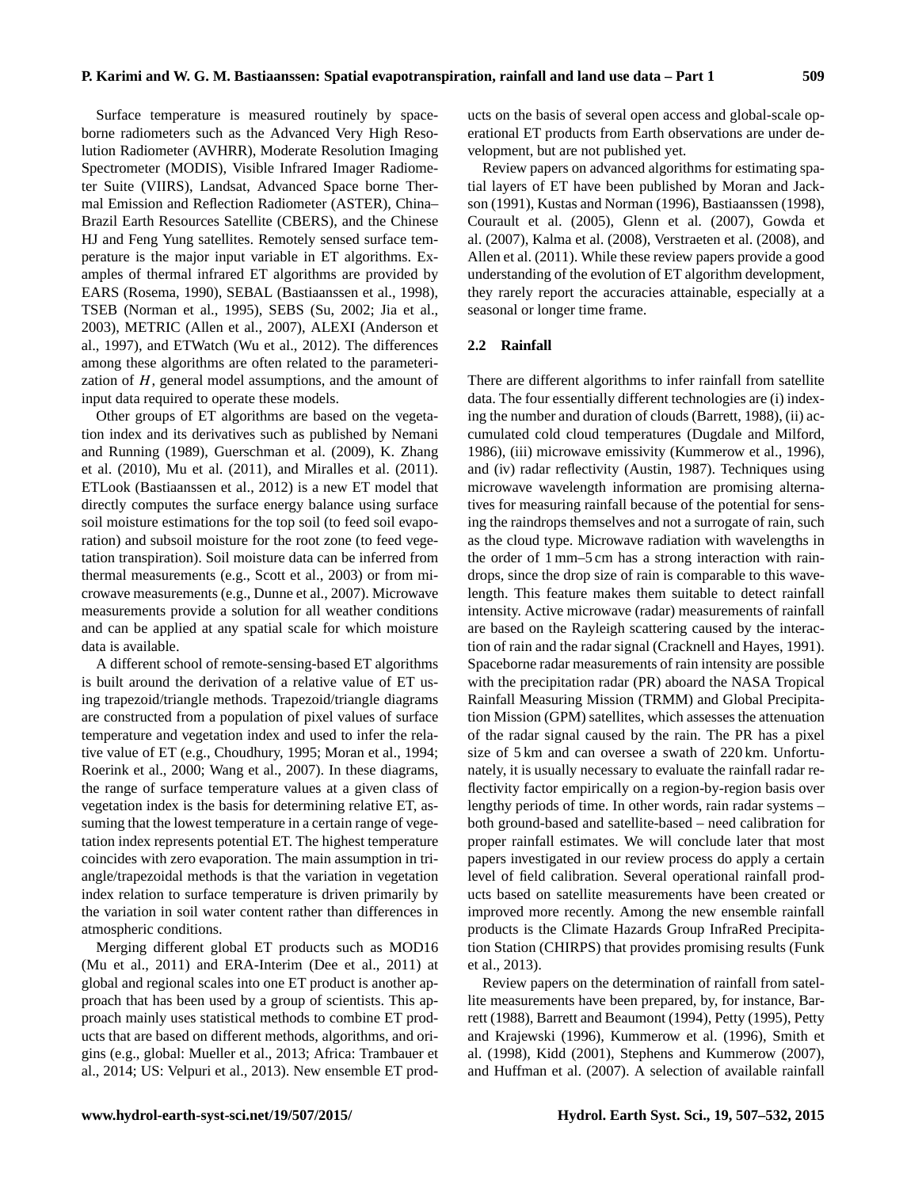Surface temperature is measured routinely by spaceborne radiometers such as the Advanced Very High Resolution Radiometer (AVHRR), Moderate Resolution Imaging Spectrometer (MODIS), Visible Infrared Imager Radiometer Suite (VIIRS), Landsat, Advanced Space borne Thermal Emission and Reflection Radiometer (ASTER), China–Brazil Earth Resources Satellite (CBERS), and the Chinese HJ and Feng Yung satellites. Remotely sensed surface temperature is the major input variable in ET algorithms. Examples of thermal infrared ET algorithms are provided by EARS (Rosema, 1990), SEBAL (Bastiaanssen et al., 1998), TSEB (Norman et al., 1995), SEBS (Su, 2002; Jia et al., 2003), METRIC (Allen et al., 2007), ALEXI (Anderson et al., 1997), and ETWatch (Wu et al., 2012). The differences among these algorithms are often related to the parameterization of $H$, general model assumptions, and the amount of input data required to operate these models.

Other groups of ET algorithms are based on the vegetation index and its derivatives such as published by Nemani and Running (1989), Guerschman et al. (2009), K. Zhang et al. (2010), Mu et al. (2011), and Miralles et al. (2011). ETLook (Bastiaanssen et al., 2012) is a new ET model that directly computes the surface energy balance using surface soil moisture estimations for the top soil (to feed soil evaporation) and subsoil moisture for the root zone (to feed vegetation transpiration). Soil moisture data can be inferred from thermal measurements (e.g., Scott et al., 2003) or from microwave measurements (e.g., Dunne et al., 2007). Microwave measurements provide a solution for all weather conditions and can be applied at any spatial scale for which moisture data is available.

A different school of remote-sensing-based ET algorithms is built around the derivation of a relative value of ET using trapezoid/triangle methods. Trapezoid/triangle diagrams are constructed from a population of pixel values of surface temperature and vegetation index and used to infer the relative value of ET (e.g., Choudhury, 1995; Moran et al., 1994; Roerink et al., 2000; Wang et al., 2007). In these diagrams, the range of surface temperature values at a given class of vegetation index is the basis for determining relative ET, assuming that the lowest temperature in a certain range of vegetation index represents potential ET. The highest temperature coincides with zero evaporation. The main assumption in triangle/trapezoidal methods is that the variation in vegetation index relation to surface temperature is driven primarily by the variation in soil water content rather than differences in atmospheric conditions.

Merging different global ET products such as MOD16 (Mu et al., 2011) and ERA-Interim (Dee et al., 2011) at global and regional scales into one ET product is another approach that has been used by a group of scientists. This approach mainly uses statistical methods to combine ET products that are based on different methods, algorithms, and origins (e.g., global: Mueller et al., 2013; Africa: Trambauer et al., 2014; US: Velpuri et al., 2013). New ensemble ET products on the basis of several open access and global-scale operational ET products from Earth observations are under development, but are not published yet.

Review papers on advanced algorithms for estimating spatial layers of ET have been published by Moran and Jackson (1991), Kustas and Norman (1996), Bastiaanssen (1998), Courault et al. (2005), Glenn et al. (2007), Gowda et al. (2007), Kalma et al. (2008), Verstraeten et al. (2008), and Allen et al. (2011). While these review papers provide a good understanding of the evolution of ET algorithm development, they rarely report the accuracies attainable, especially at a seasonal or longer time frame.

### 2.2 Rainfall

There are different algorithms to infer rainfall from satellite data. The four essentially different technologies are (i) indexing the number and duration of clouds (Barrett, 1988), (ii) accumulated cold cloud temperatures (Dugdale and Milford, 1986), (iii) microwave emissivity (Kummerow et al., 1996), and (iv) radar reflectivity (Austin, 1987). Techniques using microwave wavelength information are promising alternatives for measuring rainfall because of the potential for sensing the raindrops themselves and not a surrogate of rain, such as the cloud type. Microwave radiation with wavelengths in the order of 1 mm–5 cm has a strong interaction with raindrops, since the drop size of rain is comparable to this wavelength. This feature makes them suitable to detect rainfall intensity. Active microwave (radar) measurements of rainfall are based on the Rayleigh scattering caused by the interaction of rain and the radar signal (Cracknell and Hayes, 1991). Spaceborne radar measurements of rain intensity are possible with the precipitation radar (PR) aboard the NASA Tropical Rainfall Measuring Mission (TRMM) and Global Precipitation Mission (GPM) satellites, which assesses the attenuation of the radar signal caused by the rain. The PR has a pixel size of 5 km and can oversee a swath of 220 km. Unfortunately, it is usually necessary to evaluate the rainfall radar reflectivity factor empirically on a region-by-region basis over lengthy periods of time. In other words, rain radar systems – both ground-based and satellite-based – need calibration for proper rainfall estimates. We will conclude later that most papers investigated in our review process do apply a certain level of field calibration. Several operational rainfall products based on satellite measurements have been created or improved more recently. Among the new ensemble rainfall products is the Climate Hazards Group InfraRed Precipitation Station (CHIRPS) that provides promising results (Funk et al., 2013).

Review papers on the determination of rainfall from satellite measurements have been prepared, by, for instance, Barrett (1988), Barrett and Beaumont (1994), Petty (1995), Petty and Krajewski (1996), Kummerow et al. (1996), Smith et al. (1998), Kidd (2001), Stephens and Kummerow (2007), and Huffman et al. (2007). A selection of available rainfall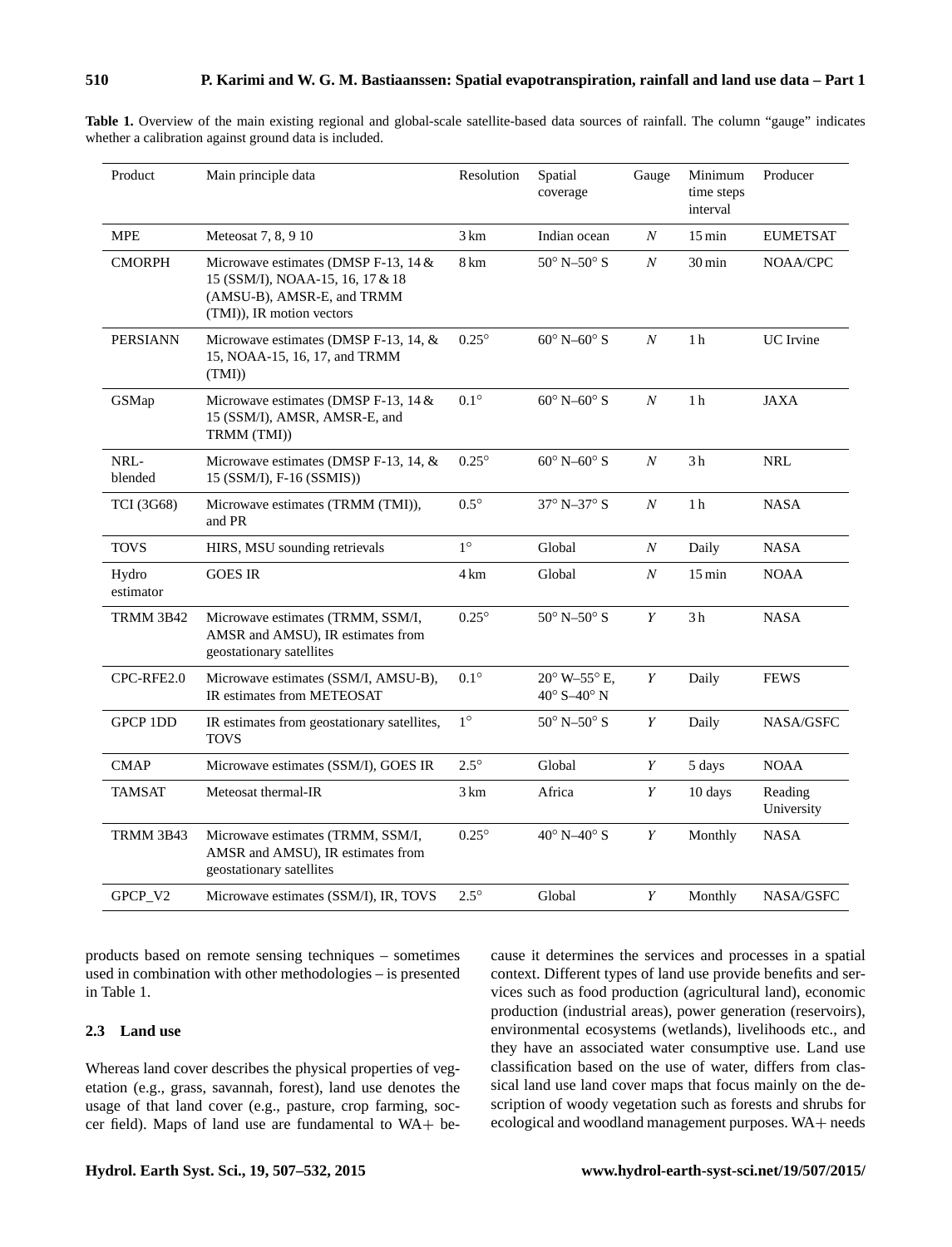**Table 1.** Overview of the main existing regional and global-scale satellite-based data sources of rainfall. The column "gauge" indicates whether a calibration against ground data is included.

| Product | Main principle data | Resolution | Spatial coverage | Gauge | Minimum time steps interval | Producer |
|---|---|---|---|---|---|---|
| MPE | Meteosat 7, 8, 9 10 | 3 km | Indian ocean | *N* | 15 min | EUMETSAT |
| CMORPH | Microwave estimates (DMSP F-13, 14 & 15 (SSM/I), NOAA-15, 16, 17 & 18 (AMSU-B), AMSR-E, and TRMM (TMI)), IR motion vectors | 8 km | 50° N–50° S | *N* | 30 min | NOAA/CPC |
| PERSIANN | Microwave estimates (DMSP F-13, 14, & 15, NOAA-15, 16, 17, and TRMM (TMI)) | 0.25° | 60° N–60° S | *N* | 1 h | UC Irvine |
| GSMap | Microwave estimates (DMSP F-13, 14 & 15 (SSM/I), AMSR, AMSR-E, and TRMM (TMI)) | 0.1° | 60° N–60° S | *N* | 1 h | JAXA |
| NRL-blended | Microwave estimates (DMSP F-13, 14, & 15 (SSM/I), F-16 (SSMIS)) | 0.25° | 60° N–60° S | *N* | 3 h | NRL |
| TCI (3G68) | Microwave estimates (TRMM (TMI)), and PR | 0.5° | 37° N–37° S | *N* | 1 h | NASA |
| TOVS | HIRS, MSU sounding retrievals | 1° | Global | *N* | Daily | NASA |
| Hydro estimator | GOES IR | 4 km | Global | *N* | 15 min | NOAA |
| TRMM 3B42 | Microwave estimates (TRMM, SSM/I, AMSR and AMSU), IR estimates from geostationary satellites | 0.25° | 50° N–50° S | *Y* | 3 h | NASA |
| CPC-RFE2.0 | Microwave estimates (SSM/I, AMSU-B), IR estimates from METEOSAT | 0.1° | 20° W–55° E, 40° S–40° N | *Y* | Daily | FEWS |
| GPCP 1DD | IR estimates from geostationary satellites, TOVS | 1° | 50° N–50° S | *Y* | Daily | NASA/GSFC |
| CMAP | Microwave estimates (SSM/I), GOES IR | 2.5° | Global | *Y* | 5 days | NOAA |
| TAMSAT | Meteosat thermal-IR | 3 km | Africa | *Y* | 10 days | Reading University |
| TRMM 3B43 | Microwave estimates (TRMM, SSM/I, AMSR and AMSU), IR estimates from geostationary satellites | 0.25° | 40° N–40° S | *Y* | Monthly | NASA |
| GPCP_V2 | Microwave estimates (SSM/I), IR, TOVS | 2.5° | Global | *Y* | Monthly | NASA/GSFC |

products based on remote sensing techniques – sometimes used in combination with other methodologies – is presented in Table 1.

### 2.3 Land use

Whereas land cover describes the physical properties of vegetation (e.g., grass, savannah, forest), land use denotes the usage of that land cover (e.g., pasture, crop farming, soccer field). Maps of land use are fundamental to WA+ because it determines the services and processes in a spatial context. Different types of land use provide benefits and services such as food production (agricultural land), economic production (industrial areas), power generation (reservoirs), environmental ecosystems (wetlands), livelihoods etc., and they have an associated water consumptive use. Land use classification based on the use of water, differs from classical land use land cover maps that focus mainly on the description of woody vegetation such as forests and shrubs for ecological and woodland management purposes. WA+ needs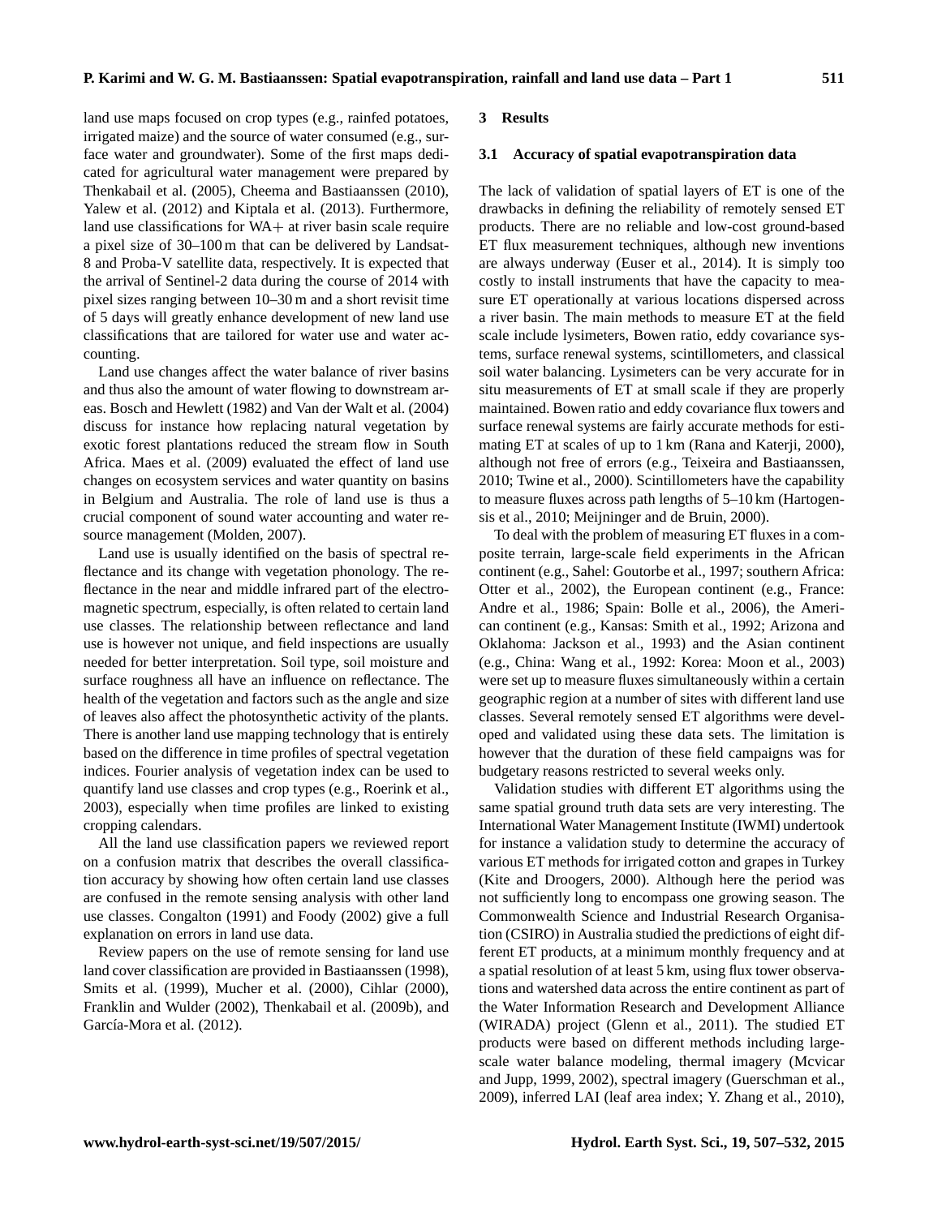land use maps focused on crop types (e.g., rainfed potatoes, irrigated maize) and the source of water consumed (e.g., surface water and groundwater). Some of the first maps dedicated for agricultural water management were prepared by Thenkabail et al. (2005), Cheema and Bastiaanssen (2010), Yalew et al. (2012) and Kiptala et al. (2013). Furthermore, land use classifications for WA+ at river basin scale require a pixel size of 30–100 m that can be delivered by Landsat-8 and Proba-V satellite data, respectively. It is expected that the arrival of Sentinel-2 data during the course of 2014 with pixel sizes ranging between 10–30 m and a short revisit time of 5 days will greatly enhance development of new land use classifications that are tailored for water use and water accounting.

Land use changes affect the water balance of river basins and thus also the amount of water flowing to downstream areas. Bosch and Hewlett (1982) and Van der Walt et al. (2004) discuss for instance how replacing natural vegetation by exotic forest plantations reduced the stream flow in South Africa. Maes et al. (2009) evaluated the effect of land use changes on ecosystem services and water quantity on basins in Belgium and Australia. The role of land use is thus a crucial component of sound water accounting and water resource management (Molden, 2007).

Land use is usually identified on the basis of spectral reflectance and its change with vegetation phonology. The reflectance in the near and middle infrared part of the electromagnetic spectrum, especially, is often related to certain land use classes. The relationship between reflectance and land use is however not unique, and field inspections are usually needed for better interpretation. Soil type, soil moisture and surface roughness all have an influence on reflectance. The health of the vegetation and factors such as the angle and size of leaves also affect the photosynthetic activity of the plants. There is another land use mapping technology that is entirely based on the difference in time profiles of spectral vegetation indices. Fourier analysis of vegetation index can be used to quantify land use classes and crop types (e.g., Roerink et al., 2003), especially when time profiles are linked to existing cropping calendars.

All the land use classification papers we reviewed report on a confusion matrix that describes the overall classification accuracy by showing how often certain land use classes are confused in the remote sensing analysis with other land use classes. Congalton (1991) and Foody (2002) give a full explanation on errors in land use data.

Review papers on the use of remote sensing for land use land cover classification are provided in Bastiaanssen (1998), Smits et al. (1999), Mucher et al. (2000), Cihlar (2000), Franklin and Wulder (2002), Thenkabail et al. (2009b), and García-Mora et al. (2012).

## 3 Results

### 3.1 Accuracy of spatial evapotranspiration data

The lack of validation of spatial layers of ET is one of the drawbacks in defining the reliability of remotely sensed ET products. There are no reliable and low-cost ground-based ET flux measurement techniques, although new inventions are always underway (Euser et al., 2014). It is simply too costly to install instruments that have the capacity to measure ET operationally at various locations dispersed across a river basin. The main methods to measure ET at the field scale include lysimeters, Bowen ratio, eddy covariance systems, surface renewal systems, scintillometers, and classical soil water balancing. Lysimeters can be very accurate for in situ measurements of ET at small scale if they are properly maintained. Bowen ratio and eddy covariance flux towers and surface renewal systems are fairly accurate methods for estimating ET at scales of up to 1 km (Rana and Katerji, 2000), although not free of errors (e.g., Teixeira and Bastiaanssen, 2010; Twine et al., 2000). Scintillometers have the capability to measure fluxes across path lengths of 5–10 km (Hartogensis et al., 2010; Meijninger and de Bruin, 2000).

To deal with the problem of measuring ET fluxes in a composite terrain, large-scale field experiments in the African continent (e.g., Sahel: Goutorbe et al., 1997; southern Africa: Otter et al., 2002), the European continent (e.g., France: Andre et al., 1986; Spain: Bolle et al., 2006), the American continent (e.g., Kansas: Smith et al., 1992; Arizona and Oklahoma: Jackson et al., 1993) and the Asian continent (e.g., China: Wang et al., 1992: Korea: Moon et al., 2003) were set up to measure fluxes simultaneously within a certain geographic region at a number of sites with different land use classes. Several remotely sensed ET algorithms were developed and validated using these data sets. The limitation is however that the duration of these field campaigns was for budgetary reasons restricted to several weeks only.

Validation studies with different ET algorithms using the same spatial ground truth data sets are very interesting. The International Water Management Institute (IWMI) undertook for instance a validation study to determine the accuracy of various ET methods for irrigated cotton and grapes in Turkey (Kite and Droogers, 2000). Although here the period was not sufficiently long to encompass one growing season. The Commonwealth Science and Industrial Research Organisation (CSIRO) in Australia studied the predictions of eight different ET products, at a minimum monthly frequency and at a spatial resolution of at least 5 km, using flux tower observations and watershed data across the entire continent as part of the Water Information Research and Development Alliance (WIRADA) project (Glenn et al., 2011). The studied ET products were based on different methods including large-scale water balance modeling, thermal imagery (Mcvicar and Jupp, 1999, 2002), spectral imagery (Guerschman et al., 2009), inferred LAI (leaf area index; Y. Zhang et al., 2010),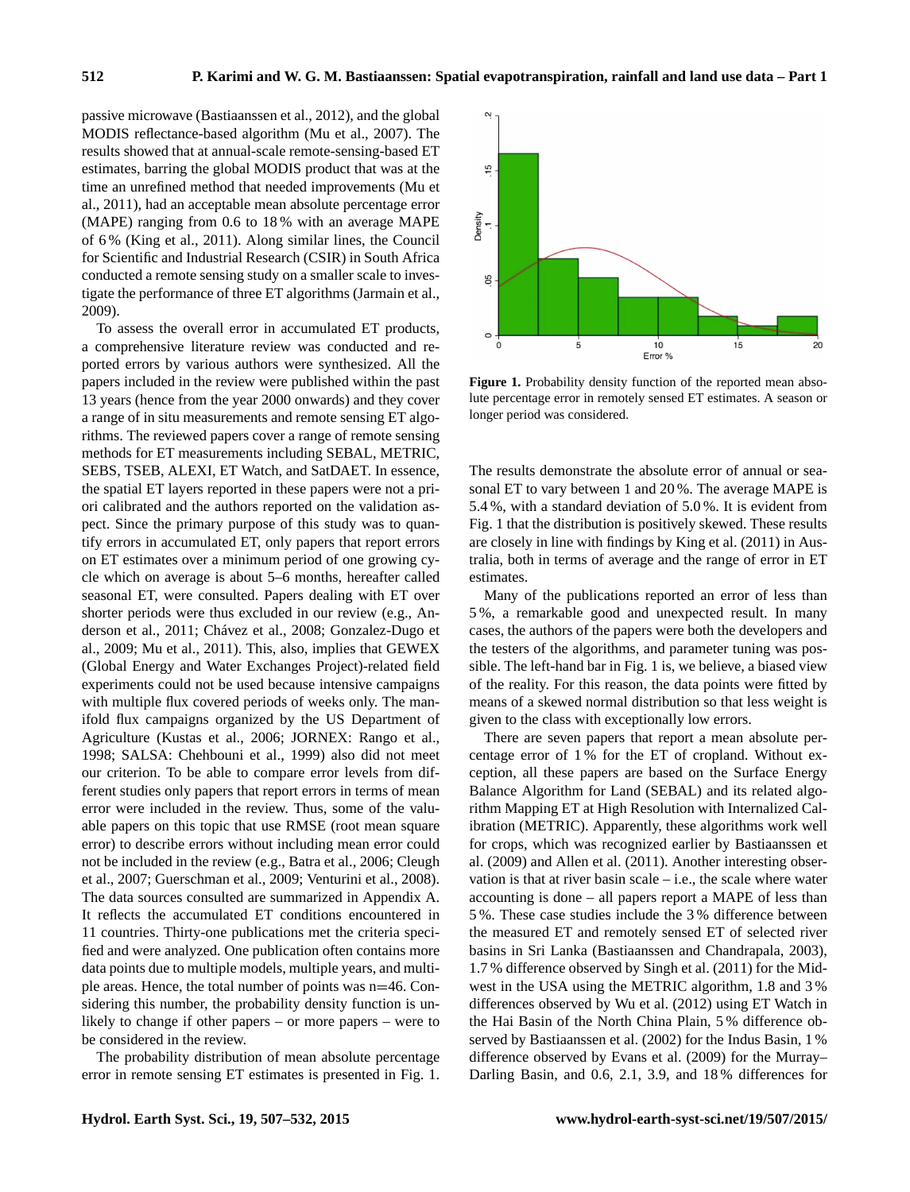passive microwave (Bastiaanssen et al., 2012), and the global MODIS reflectance-based algorithm (Mu et al., 2007). The results showed that at annual-scale remote-sensing-based ET estimates, barring the global MODIS product that was at the time an unrefined method that needed improvements (Mu et al., 2011), had an acceptable mean absolute percentage error (MAPE) ranging from 0.6 to 18 % with an average MAPE of 6 % (King et al., 2011). Along similar lines, the Council for Scientific and Industrial Research (CSIR) in South Africa conducted a remote sensing study on a smaller scale to investigate the performance of three ET algorithms (Jarmain et al., 2009).

To assess the overall error in accumulated ET products, a comprehensive literature review was conducted and reported errors by various authors were synthesized. All the papers included in the review were published within the past 13 years (hence from the year 2000 onwards) and they cover a range of in situ measurements and remote sensing ET algorithms. The reviewed papers cover a range of remote sensing methods for ET measurements including SEBAL, METRIC, SEBS, TSEB, ALEXI, ET Watch, and SatDAET. In essence, the spatial ET layers reported in these papers were not a priori calibrated and the authors reported on the validation aspect. Since the primary purpose of this study was to quantify errors in accumulated ET, only papers that report errors on ET estimates over a minimum period of one growing cycle which on average is about 5–6 months, hereafter called seasonal ET, were consulted. Papers dealing with ET over shorter periods were thus excluded in our review (e.g., Anderson et al., 2011; Chávez et al., 2008; Gonzalez-Dugo et al., 2009; Mu et al., 2011). This, also, implies that GEWEX (Global Energy and Water Exchanges Project)-related field experiments could not be used because intensive campaigns with multiple flux covered periods of weeks only. The manifold flux campaigns organized by the US Department of Agriculture (Kustas et al., 2006; JORNEX: Rango et al., 1998; SALSA: Chehbouni et al., 1999) also did not meet our criterion. To be able to compare error levels from different studies only papers that report errors in terms of mean error were included in the review. Thus, some of the valuable papers on this topic that use RMSE (root mean square error) to describe errors without including mean error could not be included in the review (e.g., Batra et al., 2006; Cleugh et al., 2007; Guerschman et al., 2009; Venturini et al., 2008). The data sources consulted are summarized in Appendix A. It reflects the accumulated ET conditions encountered in 11 countries. Thirty-one publications met the criteria specified and were analyzed. One publication often contains more data points due to multiple models, multiple years, and multiple areas. Hence, the total number of points was n=46. Considering this number, the probability density function is unlikely to change if other papers – or more papers – were to be considered in the review.

The probability distribution of mean absolute percentage error in remote sensing ET estimates is presented in Fig. 1.

**Figure 1.** Probability density function of the reported mean absolute percentage error in remotely sensed ET estimates. A season or longer period was considered.

The results demonstrate the absolute error of annual or seasonal ET to vary between 1 and 20 %. The average MAPE is 5.4 %, with a standard deviation of 5.0 %. It is evident from Fig. 1 that the distribution is positively skewed. These results are closely in line with findings by King et al. (2011) in Australia, both in terms of average and the range of error in ET estimates.

Many of the publications reported an error of less than 5 %, a remarkable good and unexpected result. In many cases, the authors of the papers were both the developers and the testers of the algorithms, and parameter tuning was possible. The left-hand bar in Fig. 1 is, we believe, a biased view of the reality. For this reason, the data points were fitted by means of a skewed normal distribution so that less weight is given to the class with exceptionally low errors.

There are seven papers that report a mean absolute percentage error of 1 % for the ET of cropland. Without exception, all these papers are based on the Surface Energy Balance Algorithm for Land (SEBAL) and its related algorithm Mapping ET at High Resolution with Internalized Calibration (METRIC). Apparently, these algorithms work well for crops, which was recognized earlier by Bastiaanssen et al. (2009) and Allen et al. (2011). Another interesting observation is that at river basin scale – i.e., the scale where water accounting is done – all papers report a MAPE of less than 5 %. These case studies include the 3 % difference between the measured ET and remotely sensed ET of selected river basins in Sri Lanka (Bastiaanssen and Chandrapala, 2003), 1.7 % difference observed by Singh et al. (2011) for the Midwest in the USA using the METRIC algorithm, 1.8 and 3 % differences observed by Wu et al. (2012) using ET Watch in the Hai Basin of the North China Plain, 5 % difference observed by Bastiaanssen et al. (2002) for the Indus Basin, 1 % difference observed by Evans et al. (2009) for the Murray–Darling Basin, and 0.6, 2.1, 3.9, and 18 % differences for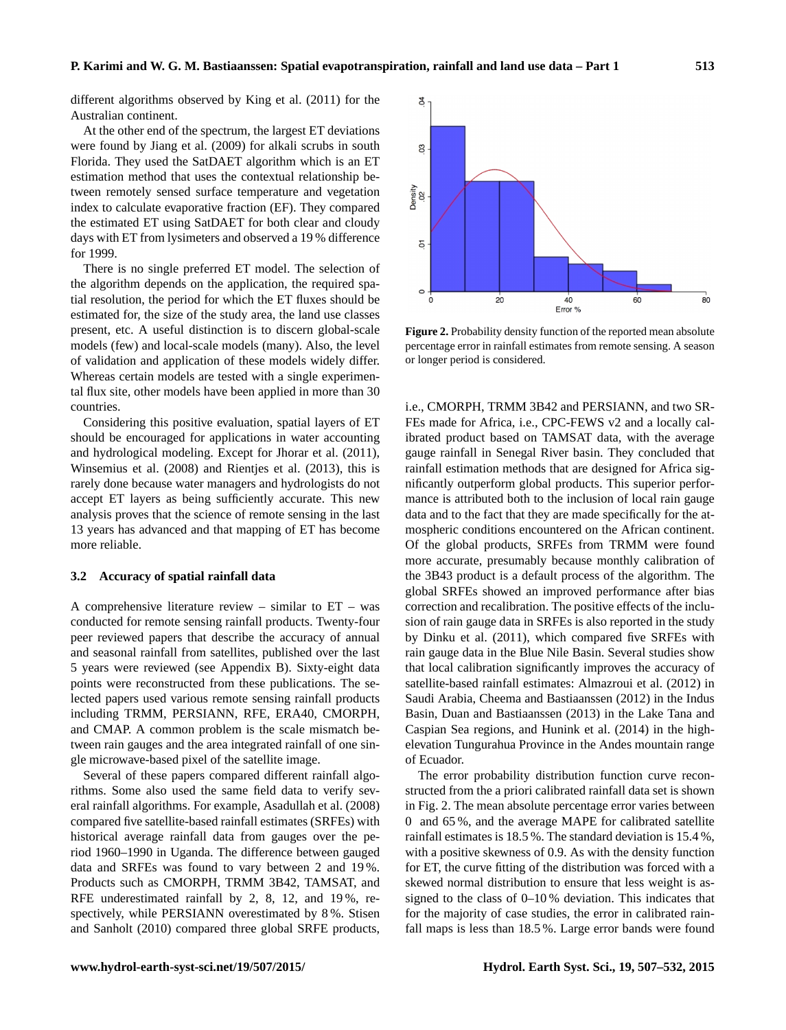different algorithms observed by King et al. (2011) for the Australian continent.

At the other end of the spectrum, the largest ET deviations were found by Jiang et al. (2009) for alkali scrubs in south Florida. They used the SatDAET algorithm which is an ET estimation method that uses the contextual relationship between remotely sensed surface temperature and vegetation index to calculate evaporative fraction (EF). They compared the estimated ET using SatDAET for both clear and cloudy days with ET from lysimeters and observed a 19 % difference for 1999.

There is no single preferred ET model. The selection of the algorithm depends on the application, the required spatial resolution, the period for which the ET fluxes should be estimated for, the size of the study area, the land use classes present, etc. A useful distinction is to discern global-scale models (few) and local-scale models (many). Also, the level of validation and application of these models widely differ. Whereas certain models are tested with a single experimental flux site, other models have been applied in more than 30 countries.

Considering this positive evaluation, spatial layers of ET should be encouraged for applications in water accounting and hydrological modeling. Except for Jhorar et al. (2011), Winsemius et al. (2008) and Rientjes et al. (2013), this is rarely done because water managers and hydrologists do not accept ET layers as being sufficiently accurate. This new analysis proves that the science of remote sensing in the last 13 years has advanced and that mapping of ET has become more reliable.

### 3.2 Accuracy of spatial rainfall data

A comprehensive literature review – similar to ET – was conducted for remote sensing rainfall products. Twenty-four peer reviewed papers that describe the accuracy of annual and seasonal rainfall from satellites, published over the last 5 years were reviewed (see Appendix B). Sixty-eight data points were reconstructed from these publications. The selected papers used various remote sensing rainfall products including TRMM, PERSIANN, RFE, ERA40, CMORPH, and CMAP. A common problem is the scale mismatch between rain gauges and the area integrated rainfall of one single microwave-based pixel of the satellite image.

Several of these papers compared different rainfall algorithms. Some also used the same field data to verify several rainfall algorithms. For example, Asadullah et al. (2008) compared five satellite-based rainfall estimates (SRFEs) with historical average rainfall data from gauges over the period 1960–1990 in Uganda. The difference between gauged data and SRFEs was found to vary between 2 and 19 %. Products such as CMORPH, TRMM 3B42, TAMSAT, and RFE underestimated rainfall by 2, 8, 12, and 19 %, respectively, while PERSIANN overestimated by 8 %. Stisen and Sanholt (2010) compared three global SRFE products, i.e., CMORPH, TRMM 3B42 and PERSIANN, and two SRFEs made for Africa, i.e., CPC-FEWS v2 and a locally calibrated product based on TAMSAT data, with the average gauge rainfall in Senegal River basin. They concluded that rainfall estimation methods that are designed for Africa significantly outperform global products. This superior performance is attributed both to the inclusion of local rain gauge data and to the fact that they are made specifically for the atmospheric conditions encountered on the African continent. Of the global products, SRFEs from TRMM were found more accurate, presumably because monthly calibration of the 3B43 product is a default process of the algorithm. The global SRFEs showed an improved performance after bias correction and recalibration. The positive effects of the inclusion of rain gauge data in SRFEs is also reported in the study by Dinku et al. (2011), which compared five SRFEs with rain gauge data in the Blue Nile Basin. Several studies show that local calibration significantly improves the accuracy of satellite-based rainfall estimates: Almazroui et al. (2012) in Saudi Arabia, Cheema and Bastiaanssen (2012) in the Indus Basin, Duan and Bastiaanssen (2013) in the Lake Tana and Caspian Sea regions, and Hunink et al. (2014) in the high-elevation Tungurahua Province in the Andes mountain range of Ecuador.

**Figure 2.** Probability density function of the reported mean absolute percentage error in rainfall estimates from remote sensing. A season or longer period is considered.

The error probability distribution function curve reconstructed from the a priori calibrated rainfall data set is shown in Fig. 2. The mean absolute percentage error varies between 0 and 65 %, and the average MAPE for calibrated satellite rainfall estimates is 18.5 %. The standard deviation is 15.4 %, with a positive skewness of 0.9. As with the density function for ET, the curve fitting of the distribution was forced with a skewed normal distribution to ensure that less weight is assigned to the class of 0–10 % deviation. This indicates that for the majority of case studies, the error in calibrated rainfall maps is less than 18.5 %. Large error bands were found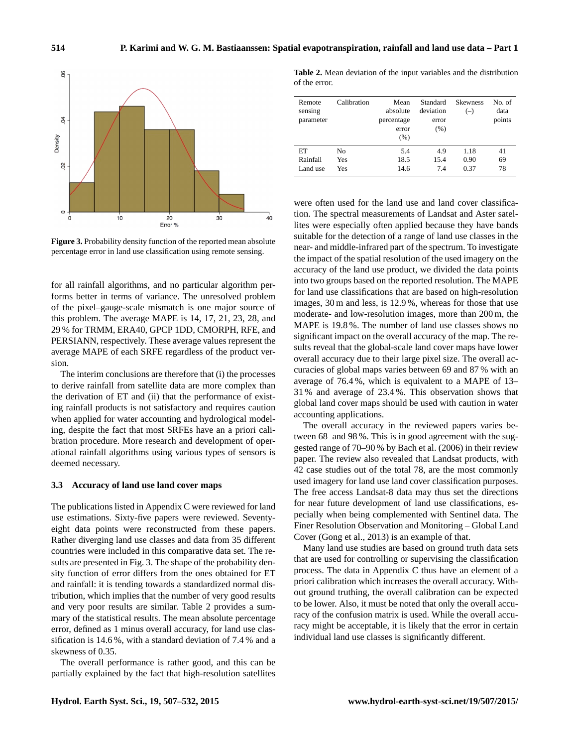**Figure 3.** Probability density function of the reported mean absolute percentage error in land use classification using remote sensing.

for all rainfall algorithms, and no particular algorithm performs better in terms of variance. The unresolved problem of the pixel–gauge-scale mismatch is one major source of this problem. The average MAPE is 14, 17, 21, 23, 28, and 29 % for TRMM, ERA40, GPCP 1DD, CMORPH, RFE, and PERSIANN, respectively. These average values represent the average MAPE of each SRFE regardless of the product version.

The interim conclusions are therefore that (i) the processes to derive rainfall from satellite data are more complex than the derivation of ET and (ii) that the performance of existing rainfall products is not satisfactory and requires caution when applied for water accounting and hydrological modeling, despite the fact that most SRFEs have an a priori calibration procedure. More research and development of operational rainfall algorithms using various types of sensors is deemed necessary.

### 3.3 Accuracy of land use land cover maps

The publications listed in Appendix C were reviewed for land use estimations. Sixty-five papers were reviewed. Seventy-eight data points were reconstructed from these papers. Rather diverging land use classes and data from 35 different countries were included in this comparative data set. The results are presented in Fig. 3. The shape of the probability density function of error differs from the ones obtained for ET and rainfall: it is tending towards a standardized normal distribution, which implies that the number of very good results and very poor results are similar. Table 2 provides a summary of the statistical results. The mean absolute percentage error, defined as 1 minus overall accuracy, for land use classification is 14.6 %, with a standard deviation of 7.4 % and a skewness of 0.35.

The overall performance is rather good, and this can be partially explained by the fact that high-resolution satellites

**Table 2.** Mean deviation of the input variables and the distribution of the error.

| Remote sensing parameter | Calibration | Mean absolute percentage error (%) | Standard deviation error (%) | Skewness (–) | No. of data points |
|---|---|---|---|---|---|
| ET | No | 5.4 | 4.9 | 1.18 | 41 |
| Rainfall | Yes | 18.5 | 15.4 | 0.90 | 69 |
| Land use | Yes | 14.6 | 7.4 | 0.37 | 78 |

were often used for the land use and land cover classification. The spectral measurements of Landsat and Aster satellites were especially often applied because they have bands suitable for the detection of a range of land use classes in the near- and middle-infrared part of the spectrum. To investigate the impact of the spatial resolution of the used imagery on the accuracy of the land use product, we divided the data points into two groups based on the reported resolution. The MAPE for land use classifications that are based on high-resolution images, 30 m and less, is 12.9 %, whereas for those that use moderate- and low-resolution images, more than 200 m, the MAPE is 19.8 %. The number of land use classes shows no significant impact on the overall accuracy of the map. The results reveal that the global-scale land cover maps have lower overall accuracy due to their large pixel size. The overall accuracies of global maps varies between 69 and 87 % with an average of 76.4 %, which is equivalent to a MAPE of 13–31 % and average of 23.4 %. This observation shows that global land cover maps should be used with caution in water accounting applications.

The overall accuracy in the reviewed papers varies between 68 and 98 %. This is in good agreement with the suggested range of 70–90 % by Bach et al. (2006) in their review paper. The review also revealed that Landsat products, with 42 case studies out of the total 78, are the most commonly used imagery for land use land cover classification purposes. The free access Landsat-8 data may thus set the directions for near future development of land use classifications, especially when being complemented with Sentinel data. The Finer Resolution Observation and Monitoring – Global Land Cover (Gong et al., 2013) is an example of that.

Many land use studies are based on ground truth data sets that are used for controlling or supervising the classification process. The data in Appendix C thus have an element of a priori calibration which increases the overall accuracy. Without ground truthing, the overall calibration can be expected to be lower. Also, it must be noted that only the overall accuracy of the confusion matrix is used. While the overall accuracy might be acceptable, it is likely that the error in certain individual land use classes is significantly different.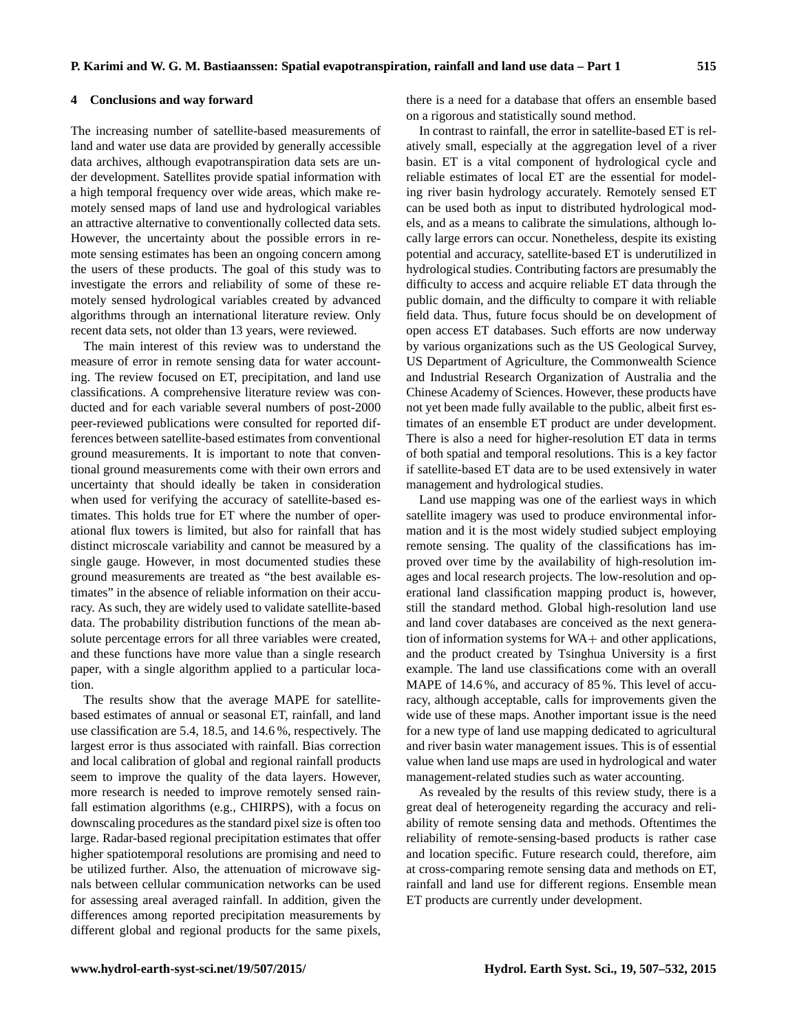## 4 Conclusions and way forward

The increasing number of satellite-based measurements of land and water use data are provided by generally accessible data archives, although evapotranspiration data sets are under development. Satellites provide spatial information with a high temporal frequency over wide areas, which make remotely sensed maps of land use and hydrological variables an attractive alternative to conventionally collected data sets. However, the uncertainty about the possible errors in remote sensing estimates has been an ongoing concern among the users of these products. The goal of this study was to investigate the errors and reliability of some of these remotely sensed hydrological variables created by advanced algorithms through an international literature review. Only recent data sets, not older than 13 years, were reviewed.

The main interest of this review was to understand the measure of error in remote sensing data for water accounting. The review focused on ET, precipitation, and land use classifications. A comprehensive literature review was conducted and for each variable several numbers of post-2000 peer-reviewed publications were consulted for reported differences between satellite-based estimates from conventional ground measurements. It is important to note that conventional ground measurements come with their own errors and uncertainty that should ideally be taken in consideration when used for verifying the accuracy of satellite-based estimates. This holds true for ET where the number of operational flux towers is limited, but also for rainfall that has distinct microscale variability and cannot be measured by a single gauge. However, in most documented studies these ground measurements are treated as "the best available estimates" in the absence of reliable information on their accuracy. As such, they are widely used to validate satellite-based data. The probability distribution functions of the mean absolute percentage errors for all three variables were created, and these functions have more value than a single research paper, with a single algorithm applied to a particular location.

The results show that the average MAPE for satellite-based estimates of annual or seasonal ET, rainfall, and land use classification are 5.4, 18.5, and 14.6 %, respectively. The largest error is thus associated with rainfall. Bias correction and local calibration of global and regional rainfall products seem to improve the quality of the data layers. However, more research is needed to improve remotely sensed rainfall estimation algorithms (e.g., CHIRPS), with a focus on downscaling procedures as the standard pixel size is often too large. Radar-based regional precipitation estimates that offer higher spatiotemporal resolutions are promising and need to be utilized further. Also, the attenuation of microwave signals between cellular communication networks can be used for assessing areal averaged rainfall. In addition, given the differences among reported precipitation measurements by different global and regional products for the same pixels, there is a need for a database that offers an ensemble based on a rigorous and statistically sound method.

In contrast to rainfall, the error in satellite-based ET is relatively small, especially at the aggregation level of a river basin. ET is a vital component of hydrological cycle and reliable estimates of local ET are the essential for modeling river basin hydrology accurately. Remotely sensed ET can be used both as input to distributed hydrological models, and as a means to calibrate the simulations, although locally large errors can occur. Nonetheless, despite its existing potential and accuracy, satellite-based ET is underutilized in hydrological studies. Contributing factors are presumably the difficulty to access and acquire reliable ET data through the public domain, and the difficulty to compare it with reliable field data. Thus, future focus should be on development of open access ET databases. Such efforts are now underway by various organizations such as the US Geological Survey, US Department of Agriculture, the Commonwealth Science and Industrial Research Organization of Australia and the Chinese Academy of Sciences. However, these products have not yet been made fully available to the public, albeit first estimates of an ensemble ET product are under development. There is also a need for higher-resolution ET data in terms of both spatial and temporal resolutions. This is a key factor if satellite-based ET data are to be used extensively in water management and hydrological studies.

Land use mapping was one of the earliest ways in which satellite imagery was used to produce environmental information and it is the most widely studied subject employing remote sensing. The quality of the classifications has improved over time by the availability of high-resolution images and local research projects. The low-resolution and operational land classification mapping product is, however, still the standard method. Global high-resolution land use and land cover databases are conceived as the next generation of information systems for WA+ and other applications, and the product created by Tsinghua University is a first example. The land use classifications come with an overall MAPE of 14.6 %, and accuracy of 85 %. This level of accuracy, although acceptable, calls for improvements given the wide use of these maps. Another important issue is the need for a new type of land use mapping dedicated to agricultural and river basin water management issues. This is of essential value when land use maps are used in hydrological and water management-related studies such as water accounting.

As revealed by the results of this review study, there is a great deal of heterogeneity regarding the accuracy and reliability of remote sensing data and methods. Oftentimes the reliability of remote-sensing-based products is rather case and location specific. Future research could, therefore, aim at cross-comparing remote sensing data and methods on ET, rainfall and land use for different regions. Ensemble mean ET products are currently under development.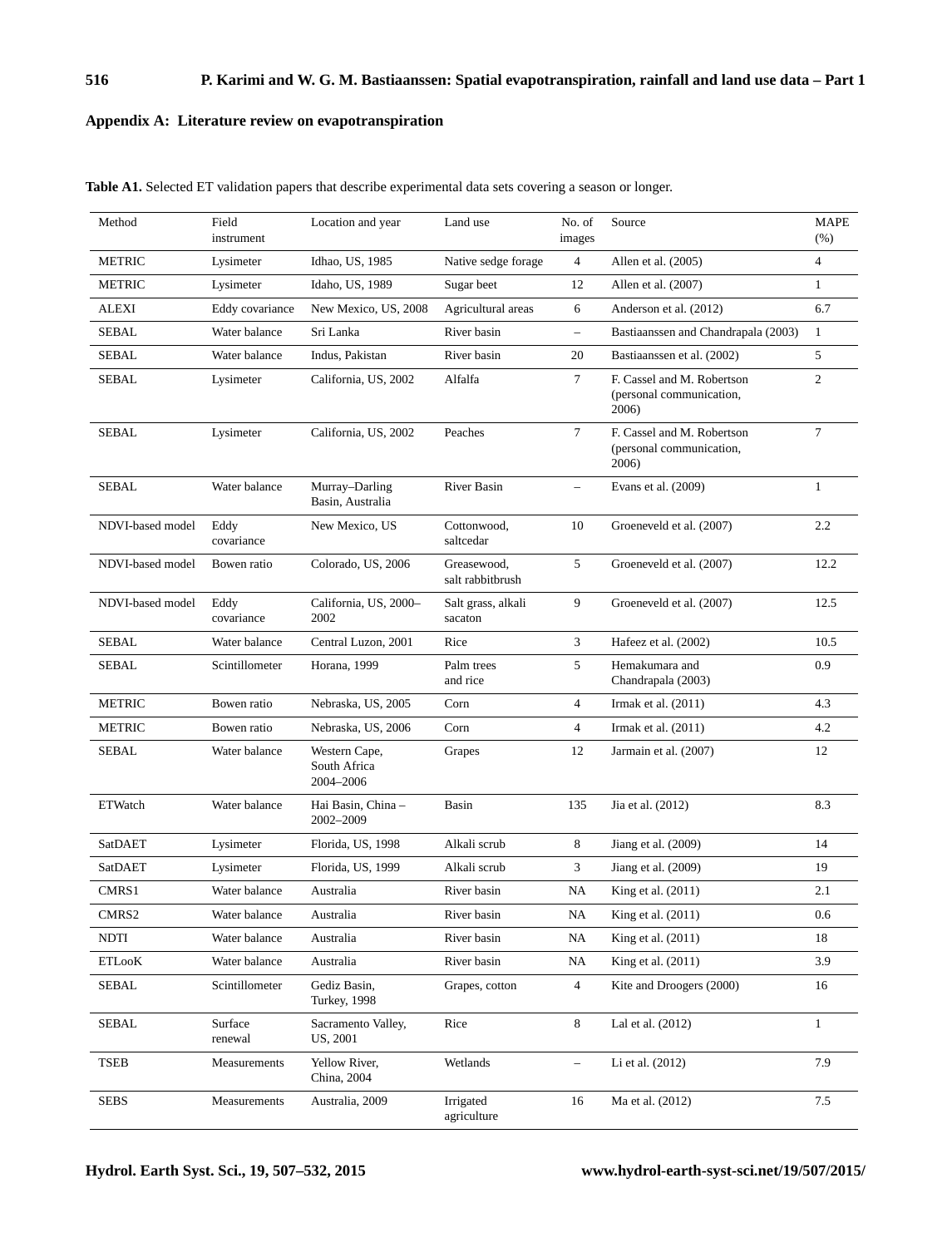## Appendix A: Literature review on evapotranspiration

**Table A1.** Selected ET validation papers that describe experimental data sets covering a season or longer.

| Method | Field instrument | Location and year | Land use | No. of images | Source | MAPE (%) |
|---|---|---|---|---|---|---|
| METRIC | Lysimeter | Idhao, US, 1985 | Native sedge forage | 4 | Allen et al. (2005) | 4 |
| METRIC | Lysimeter | Idaho, US, 1989 | Sugar beet | 12 | Allen et al. (2007) | 1 |
| ALEXI | Eddy covariance | New Mexico, US, 2008 | Agricultural areas | 6 | Anderson et al. (2012) | 6.7 |
| SEBAL | Water balance | Sri Lanka | River basin | – | Bastiaanssen and Chandrapala (2003) | 1 |
| SEBAL | Water balance | Indus, Pakistan | River basin | 20 | Bastiaanssen et al. (2002) | 5 |
| SEBAL | Lysimeter | California, US, 2002 | Alfalfa | 7 | F. Cassel and M. Robertson (personal communication, 2006) | 2 |
| SEBAL | Lysimeter | California, US, 2002 | Peaches | 7 | F. Cassel and M. Robertson (personal communication, 2006) | 7 |
| SEBAL | Water balance | Murray–Darling Basin, Australia | River Basin | – | Evans et al. (2009) | 1 |
| NDVI-based model | Eddy covariance | New Mexico, US | Cottonwood, saltcedar | 10 | Groeneveld et al. (2007) | 2.2 |
| NDVI-based model | Bowen ratio | Colorado, US, 2006 | Greasewood, salt rabbitbrush | 5 | Groeneveld et al. (2007) | 12.2 |
| NDVI-based model | Eddy covariance | California, US, 2000–2002 | Salt grass, alkali sacaton | 9 | Groeneveld et al. (2007) | 12.5 |
| SEBAL | Water balance | Central Luzon, 2001 | Rice | 3 | Hafeez et al. (2002) | 10.5 |
| SEBAL | Scintillometer | Horana, 1999 | Palm trees and rice | 5 | Hemakumara and Chandrapala (2003) | 0.9 |
| METRIC | Bowen ratio | Nebraska, US, 2005 | Corn | 4 | Irmak et al. (2011) | 4.3 |
| METRIC | Bowen ratio | Nebraska, US, 2006 | Corn | 4 | Irmak et al. (2011) | 4.2 |
| SEBAL | Water balance | Western Cape, South Africa 2004–2006 | Grapes | 12 | Jarmain et al. (2007) | 12 |
| ETWatch | Water balance | Hai Basin, China – 2002–2009 | Basin | 135 | Jia et al. (2012) | 8.3 |
| SatDAET | Lysimeter | Florida, US, 1998 | Alkali scrub | 8 | Jiang et al. (2009) | 14 |
| SatDAET | Lysimeter | Florida, US, 1999 | Alkali scrub | 3 | Jiang et al. (2009) | 19 |
| CMRS1 | Water balance | Australia | River basin | NA | King et al. (2011) | 2.1 |
| CMRS2 | Water balance | Australia | River basin | NA | King et al. (2011) | 0.6 |
| NDTI | Water balance | Australia | River basin | NA | King et al. (2011) | 18 |
| ETLooK | Water balance | Australia | River basin | NA | King et al. (2011) | 3.9 |
| SEBAL | Scintillometer | Gediz Basin, Turkey, 1998 | Grapes, cotton | 4 | Kite and Droogers (2000) | 16 |
| SEBAL | Surface renewal | Sacramento Valley, US, 2001 | Rice | 8 | Lal et al. (2012) | 1 |
| TSEB | Measurements | Yellow River, China, 2004 | Wetlands | – | Li et al. (2012) | 7.9 |
| SEBS | Measurements | Australia, 2009 | Irrigated agriculture | 16 | Ma et al. (2012) | 7.5 |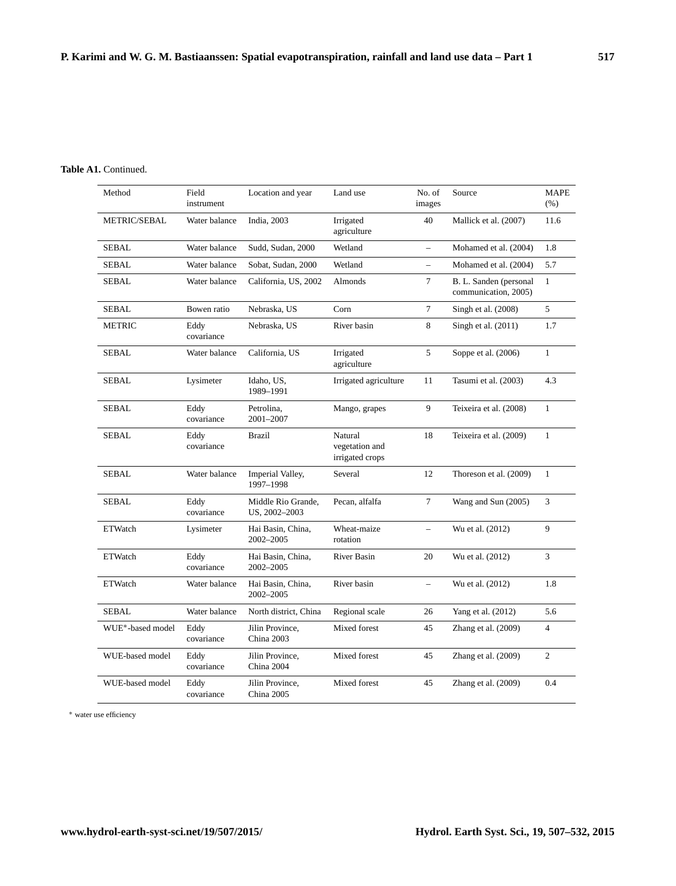**Table A1.** Continued.

| Method | Field instrument | Location and year | Land use | No. of images | Source | MAPE (%) |
|---|---|---|---|---|---|---|
| METRIC/SEBAL | Water balance | India, 2003 | Irrigated agriculture | 40 | Mallick et al. (2007) | 11.6 |
| SEBAL | Water balance | Sudd, Sudan, 2000 | Wetland | – | Mohamed et al. (2004) | 1.8 |
| SEBAL | Water balance | Sobat, Sudan, 2000 | Wetland | – | Mohamed et al. (2004) | 5.7 |
| SEBAL | Water balance | California, US, 2002 | Almonds | 7 | B. L. Sanden (personal communication, 2005) | 1 |
| SEBAL | Bowen ratio | Nebraska, US | Corn | 7 | Singh et al. (2008) | 5 |
| METRIC | Eddy covariance | Nebraska, US | River basin | 8 | Singh et al. (2011) | 1.7 |
| SEBAL | Water balance | California, US | Irrigated agriculture | 5 | Soppe et al. (2006) | 1 |
| SEBAL | Lysimeter | Idaho, US, 1989–1991 | Irrigated agriculture | 11 | Tasumi et al. (2003) | 4.3 |
| SEBAL | Eddy covariance | Petrolina, 2001–2007 | Mango, grapes | 9 | Teixeira et al. (2008) | 1 |
| SEBAL | Eddy covariance | Brazil | Natural vegetation and irrigated crops | 18 | Teixeira et al. (2009) | 1 |
| SEBAL | Water balance | Imperial Valley, 1997–1998 | Several | 12 | Thoreson et al. (2009) | 1 |
| SEBAL | Eddy covariance | Middle Rio Grande, US, 2002–2003 | Pecan, alfalfa | 7 | Wang and Sun (2005) | 3 |
| ETWatch | Lysimeter | Hai Basin, China, 2002–2005 | Wheat-maize rotation | – | Wu et al. (2012) | 9 |
| ETWatch | Eddy covariance | Hai Basin, China, 2002–2005 | River Basin | 20 | Wu et al. (2012) | 3 |
| ETWatch | Water balance | Hai Basin, China, 2002–2005 | River basin | – | Wu et al. (2012) | 1.8 |
| SEBAL | Water balance | North district, China | Regional scale | 26 | Yang et al. (2012) | 5.6 |
| WUE*-based model | Eddy covariance | Jilin Province, China 2003 | Mixed forest | 45 | Zhang et al. (2009) | 4 |
| WUE-based model | Eddy covariance | Jilin Province, China 2004 | Mixed forest | 45 | Zhang et al. (2009) | 2 |
| WUE-based model | Eddy covariance | Jilin Province, China 2005 | Mixed forest | 45 | Zhang et al. (2009) | 0.4 |

* water use efficiency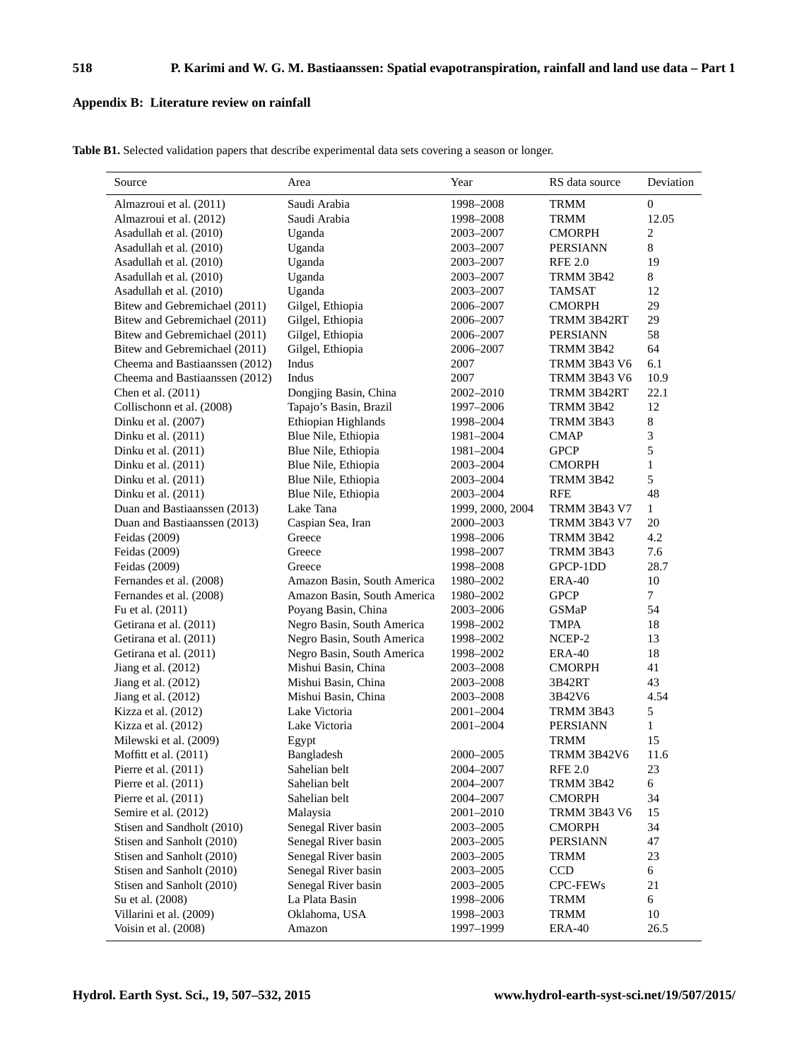## Appendix B: Literature review on rainfall

**Table B1.** Selected validation papers that describe experimental data sets covering a season or longer.

| Source | Area | Year | RS data source | Deviation |
|---|---|---|---|---|
| Almazroui et al. (2011) | Saudi Arabia | 1998–2008 | TRMM | 0 |
| Almazroui et al. (2012) | Saudi Arabia | 1998–2008 | TRMM | 12.05 |
| Asadullah et al. (2010) | Uganda | 2003–2007 | CMORPH | 2 |
| Asadullah et al. (2010) | Uganda | 2003–2007 | PERSIANN | 8 |
| Asadullah et al. (2010) | Uganda | 2003–2007 | RFE 2.0 | 19 |
| Asadullah et al. (2010) | Uganda | 2003–2007 | TRMM 3B42 | 8 |
| Asadullah et al. (2010) | Uganda | 2003–2007 | TAMSAT | 12 |
| Bitew and Gebremichael (2011) | Gilgel, Ethiopia | 2006–2007 | CMORPH | 29 |
| Bitew and Gebremichael (2011) | Gilgel, Ethiopia | 2006–2007 | TRMM 3B42RT | 29 |
| Bitew and Gebremichael (2011) | Gilgel, Ethiopia | 2006–2007 | PERSIANN | 58 |
| Bitew and Gebremichael (2011) | Gilgel, Ethiopia | 2006–2007 | TRMM 3B42 | 64 |
| Cheema and Bastiaanssen (2012) | Indus | 2007 | TRMM 3B43 V6 | 6.1 |
| Cheema and Bastiaanssen (2012) | Indus | 2007 | TRMM 3B43 V6 | 10.9 |
| Chen et al. (2011) | Dongjing Basin, China | 2002–2010 | TRMM 3B42RT | 22.1 |
| Collischonn et al. (2008) | Tapajo's Basin, Brazil | 1997–2006 | TRMM 3B42 | 12 |
| Dinku et al. (2007) | Ethiopian Highlands | 1998–2004 | TRMM 3B43 | 8 |
| Dinku et al. (2011) | Blue Nile, Ethiopia | 1981–2004 | CMAP | 3 |
| Dinku et al. (2011) | Blue Nile, Ethiopia | 1981–2004 | GPCP | 5 |
| Dinku et al. (2011) | Blue Nile, Ethiopia | 2003–2004 | CMORPH | 1 |
| Dinku et al. (2011) | Blue Nile, Ethiopia | 2003–2004 | TRMM 3B42 | 5 |
| Dinku et al. (2011) | Blue Nile, Ethiopia | 2003–2004 | RFE | 48 |
| Duan and Bastiaanssen (2013) | Lake Tana | 1999, 2000, 2004 | TRMM 3B43 V7 | 1 |
| Duan and Bastiaanssen (2013) | Caspian Sea, Iran | 2000–2003 | TRMM 3B43 V7 | 20 |
| Feidas (2009) | Greece | 1998–2006 | TRMM 3B42 | 4.2 |
| Feidas (2009) | Greece | 1998–2007 | TRMM 3B43 | 7.6 |
| Feidas (2009) | Greece | 1998–2008 | GPCP-1DD | 28.7 |
| Fernandes et al. (2008) | Amazon Basin, South America | 1980–2002 | ERA-40 | 10 |
| Fernandes et al. (2008) | Amazon Basin, South America | 1980–2002 | GPCP | 7 |
| Fu et al. (2011) | Poyang Basin, China | 2003–2006 | GSMaP | 54 |
| Getirana et al. (2011) | Negro Basin, South America | 1998–2002 | TMPA | 18 |
| Getirana et al. (2011) | Negro Basin, South America | 1998–2002 | NCEP-2 | 13 |
| Getirana et al. (2011) | Negro Basin, South America | 1998–2002 | ERA-40 | 18 |
| Jiang et al. (2012) | Mishui Basin, China | 2003–2008 | CMORPH | 41 |
| Jiang et al. (2012) | Mishui Basin, China | 2003–2008 | 3B42RT | 43 |
| Jiang et al. (2012) | Mishui Basin, China | 2003–2008 | 3B42V6 | 4.54 |
| Kizza et al. (2012) | Lake Victoria | 2001–2004 | TRMM 3B43 | 5 |
| Kizza et al. (2012) | Lake Victoria | 2001–2004 | PERSIANN | 1 |
| Milewski et al. (2009) | Egypt | | TRMM | 15 |
| Moffitt et al. (2011) | Bangladesh | 2000–2005 | TRMM 3B42V6 | 11.6 |
| Pierre et al. (2011) | Sahelian belt | 2004–2007 | RFE 2.0 | 23 |
| Pierre et al. (2011) | Sahelian belt | 2004–2007 | TRMM 3B42 | 6 |
| Pierre et al. (2011) | Sahelian belt | 2004–2007 | CMORPH | 34 |
| Semire et al. (2012) | Malaysia | 2001–2010 | TRMM 3B43 V6 | 15 |
| Stisen and Sandholt (2010) | Senegal River basin | 2003–2005 | CMORPH | 34 |
| Stisen and Sanholt (2010) | Senegal River basin | 2003–2005 | PERSIANN | 47 |
| Stisen and Sanholt (2010) | Senegal River basin | 2003–2005 | TRMM | 23 |
| Stisen and Sanholt (2010) | Senegal River basin | 2003–2005 | CCD | 6 |
| Stisen and Sanholt (2010) | Senegal River basin | 2003–2005 | CPC-FEWs | 21 |
| Su et al. (2008) | La Plata Basin | 1998–2006 | TRMM | 6 |
| Villarini et al. (2009) | Oklahoma, USA | 1998–2003 | TRMM | 10 |
| Voisin et al. (2008) | Amazon | 1997–1999 | ERA-40 | 26.5 |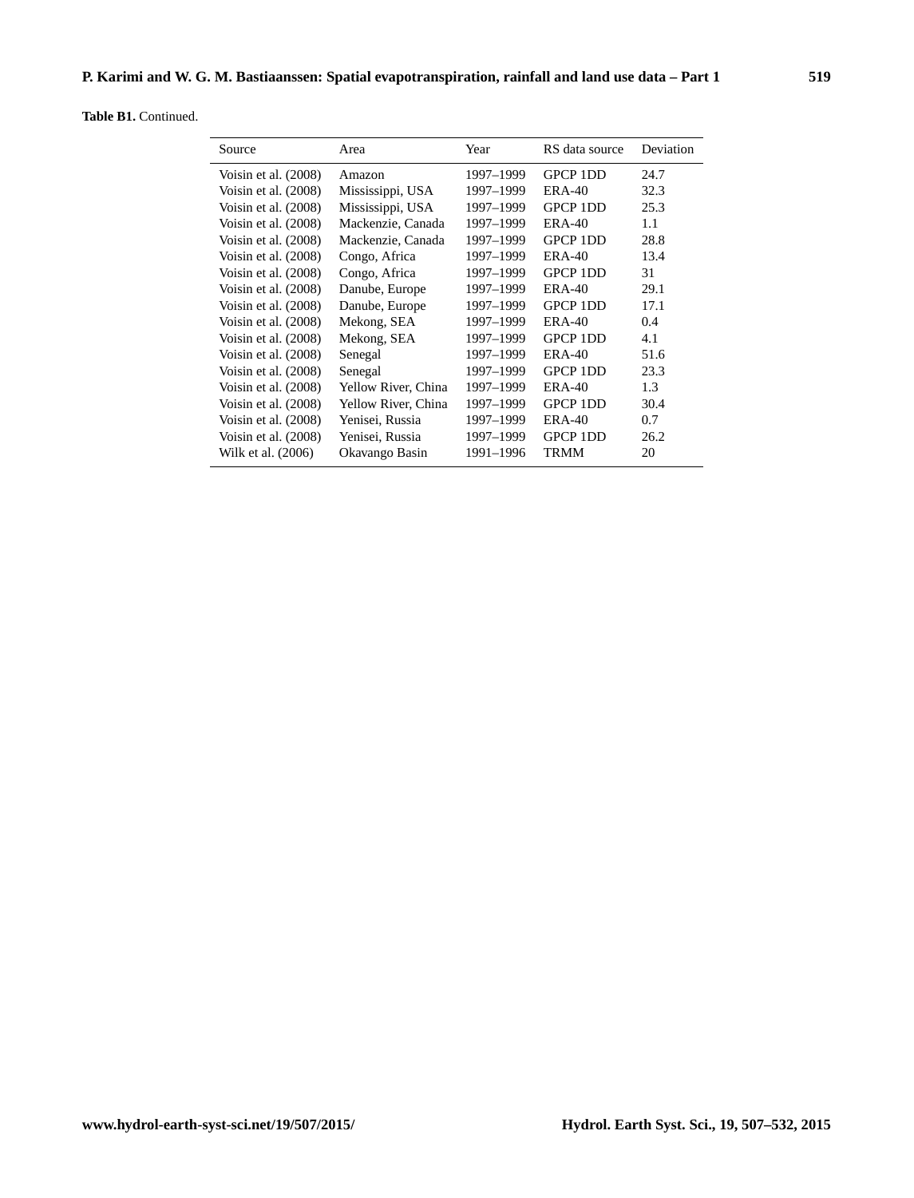**Table B1.** Continued.

| Source | Area | Year | RS data source | Deviation |
|---|---|---|---|---|
| Voisin et al. (2008) | Amazon | 1997–1999 | GPCP 1DD | 24.7 |
| Voisin et al. (2008) | Mississippi, USA | 1997–1999 | ERA-40 | 32.3 |
| Voisin et al. (2008) | Mississippi, USA | 1997–1999 | GPCP 1DD | 25.3 |
| Voisin et al. (2008) | Mackenzie, Canada | 1997–1999 | ERA-40 | 1.1 |
| Voisin et al. (2008) | Mackenzie, Canada | 1997–1999 | GPCP 1DD | 28.8 |
| Voisin et al. (2008) | Congo, Africa | 1997–1999 | ERA-40 | 13.4 |
| Voisin et al. (2008) | Congo, Africa | 1997–1999 | GPCP 1DD | 31 |
| Voisin et al. (2008) | Danube, Europe | 1997–1999 | ERA-40 | 29.1 |
| Voisin et al. (2008) | Danube, Europe | 1997–1999 | GPCP 1DD | 17.1 |
| Voisin et al. (2008) | Mekong, SEA | 1997–1999 | ERA-40 | 0.4 |
| Voisin et al. (2008) | Mekong, SEA | 1997–1999 | GPCP 1DD | 4.1 |
| Voisin et al. (2008) | Senegal | 1997–1999 | ERA-40 | 51.6 |
| Voisin et al. (2008) | Senegal | 1997–1999 | GPCP 1DD | 23.3 |
| Voisin et al. (2008) | Yellow River, China | 1997–1999 | ERA-40 | 1.3 |
| Voisin et al. (2008) | Yellow River, China | 1997–1999 | GPCP 1DD | 30.4 |
| Voisin et al. (2008) | Yenisei, Russia | 1997–1999 | ERA-40 | 0.7 |
| Voisin et al. (2008) | Yenisei, Russia | 1997–1999 | GPCP 1DD | 26.2 |
| Wilk et al. (2006) | Okavango Basin | 1991–1996 | TRMM | 20 |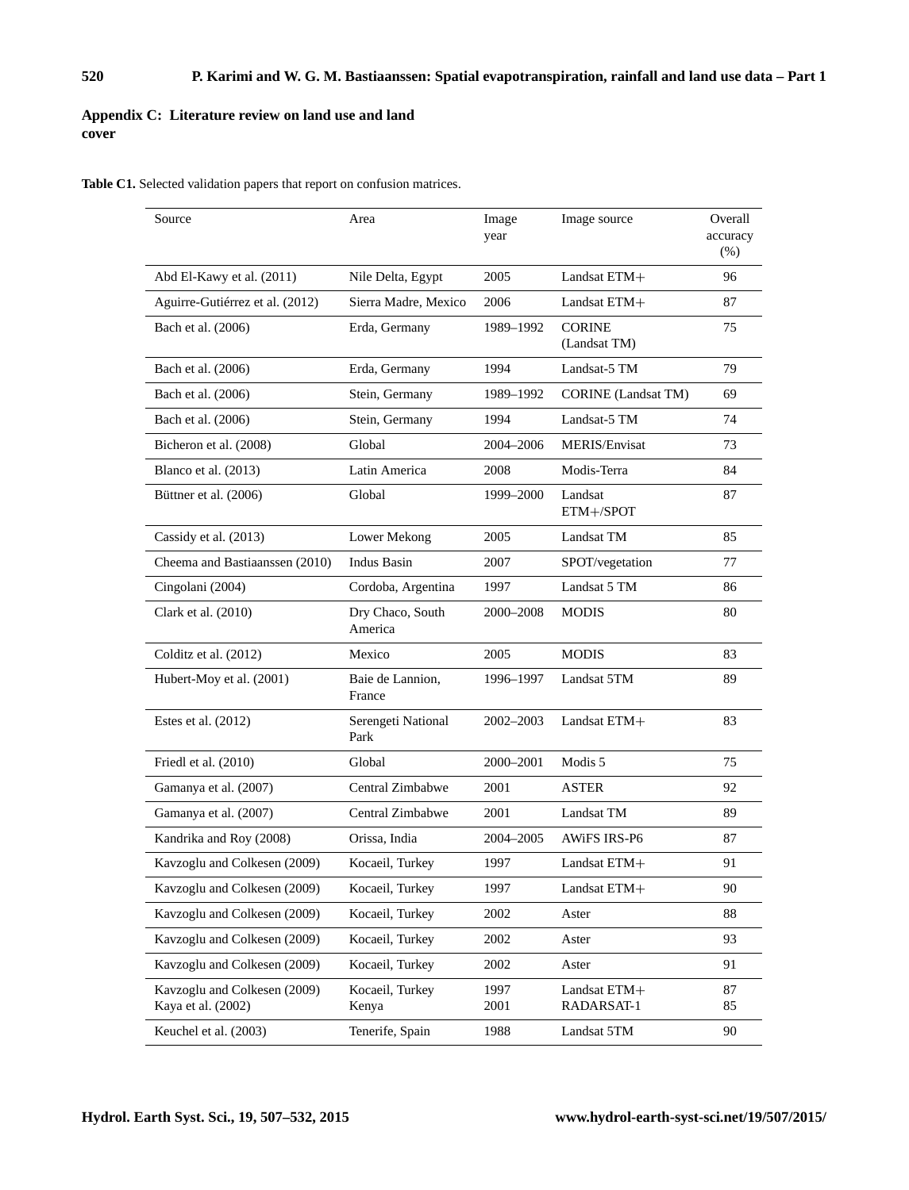## Appendix C: Literature review on land use and land cover

**Table C1.** Selected validation papers that report on confusion matrices.

| Source | Area | Image year | Image source | Overall accuracy (%) |
|---|---|---|---|---|
| Abd El-Kawy et al. (2011) | Nile Delta, Egypt | 2005 | Landsat ETM+ | 96 |
| Aguirre-Gutiérrez et al. (2012) | Sierra Madre, Mexico | 2006 | Landsat ETM+ | 87 |
| Bach et al. (2006) | Erda, Germany | 1989–1992 | CORINE (Landsat TM) | 75 |
| Bach et al. (2006) | Erda, Germany | 1994 | Landsat-5 TM | 79 |
| Bach et al. (2006) | Stein, Germany | 1989–1992 | CORINE (Landsat TM) | 69 |
| Bach et al. (2006) | Stein, Germany | 1994 | Landsat-5 TM | 74 |
| Bicheron et al. (2008) | Global | 2004–2006 | MERIS/Envisat | 73 |
| Blanco et al. (2013) | Latin America | 2008 | Modis-Terra | 84 |
| Büttner et al. (2006) | Global | 1999–2000 | Landsat ETM+/SPOT | 87 |
| Cassidy et al. (2013) | Lower Mekong | 2005 | Landsat TM | 85 |
| Cheema and Bastiaanssen (2010) | Indus Basin | 2007 | SPOT/vegetation | 77 |
| Cingolani (2004) | Cordoba, Argentina | 1997 | Landsat 5 TM | 86 |
| Clark et al. (2010) | Dry Chaco, South America | 2000–2008 | MODIS | 80 |
| Colditz et al. (2012) | Mexico | 2005 | MODIS | 83 |
| Hubert-Moy et al. (2001) | Baie de Lannion, France | 1996–1997 | Landsat 5TM | 89 |
| Estes et al. (2012) | Serengeti National Park | 2002–2003 | Landsat ETM+ | 83 |
| Friedl et al. (2010) | Global | 2000–2001 | Modis 5 | 75 |
| Gamanya et al. (2007) | Central Zimbabwe | 2001 | ASTER | 92 |
| Gamanya et al. (2007) | Central Zimbabwe | 2001 | Landsat TM | 89 |
| Kandrika and Roy (2008) | Orissa, India | 2004–2005 | AWiFS IRS-P6 | 87 |
| Kavzoglu and Colkesen (2009) | Kocaeil, Turkey | 1997 | Landsat ETM+ | 91 |
| Kavzoglu and Colkesen (2009) | Kocaeil, Turkey | 1997 | Landsat ETM+ | 90 |
| Kavzoglu and Colkesen (2009) | Kocaeil, Turkey | 2002 | Aster | 88 |
| Kavzoglu and Colkesen (2009) | Kocaeil, Turkey | 2002 | Aster | 93 |
| Kavzoglu and Colkesen (2009) | Kocaeil, Turkey | 2002 | Aster | 91 |
| Kavzoglu and Colkesen (2009) | Kocaeil, Turkey | 1997 | Landsat ETM+ | 87 |
| Kaya et al. (2002) | Kenya | 2001 | RADARSAT-1 | 85 |
| Keuchel et al. (2003) | Tenerife, Spain | 1988 | Landsat 5TM | 90 |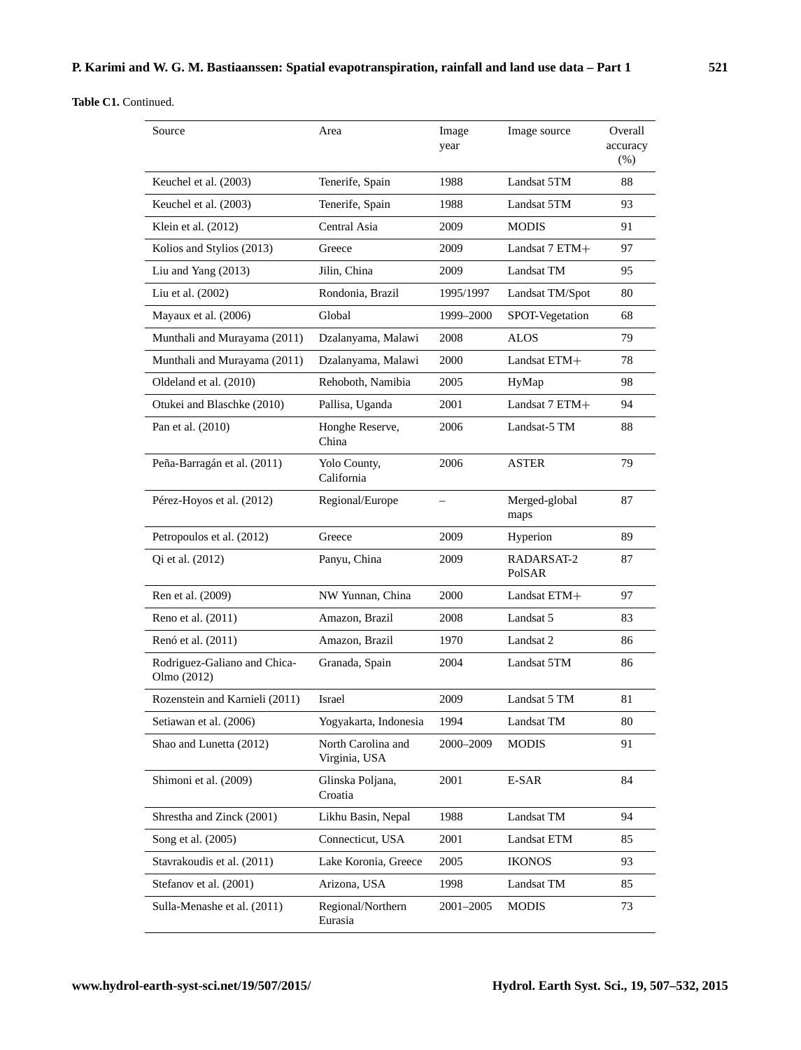**Table C1.** Continued.

| Source | Area | Image year | Image source | Overall accuracy (%) |
|---|---|---|---|---|
| Keuchel et al. (2003) | Tenerife, Spain | 1988 | Landsat 5TM | 88 |
| Keuchel et al. (2003) | Tenerife, Spain | 1988 | Landsat 5TM | 93 |
| Klein et al. (2012) | Central Asia | 2009 | MODIS | 91 |
| Kolios and Stylios (2013) | Greece | 2009 | Landsat 7 ETM+ | 97 |
| Liu and Yang (2013) | Jilin, China | 2009 | Landsat TM | 95 |
| Liu et al. (2002) | Rondonia, Brazil | 1995/1997 | Landsat TM/Spot | 80 |
| Mayaux et al. (2006) | Global | 1999–2000 | SPOT-Vegetation | 68 |
| Munthali and Murayama (2011) | Dzalanyama, Malawi | 2008 | ALOS | 79 |
| Munthali and Murayama (2011) | Dzalanyama, Malawi | 2000 | Landsat ETM+ | 78 |
| Oldeland et al. (2010) | Rehoboth, Namibia | 2005 | HyMap | 98 |
| Otukei and Blaschke (2010) | Pallisa, Uganda | 2001 | Landsat 7 ETM+ | 94 |
| Pan et al. (2010) | Honghe Reserve, China | 2006 | Landsat-5 TM | 88 |
| Peña-Barragán et al. (2011) | Yolo County, California | 2006 | ASTER | 79 |
| Pérez-Hoyos et al. (2012) | Regional/Europe | – | Merged-global maps | 87 |
| Petropoulos et al. (2012) | Greece | 2009 | Hyperion | 89 |
| Qi et al. (2012) | Panyu, China | 2009 | RADARSAT-2 PolSAR | 87 |
| Ren et al. (2009) | NW Yunnan, China | 2000 | Landsat ETM+ | 97 |
| Reno et al. (2011) | Amazon, Brazil | 2008 | Landsat 5 | 83 |
| Renó et al. (2011) | Amazon, Brazil | 1970 | Landsat 2 | 86 |
| Rodriguez-Galiano and Chica-Olmo (2012) | Granada, Spain | 2004 | Landsat 5TM | 86 |
| Rozenstein and Karnieli (2011) | Israel | 2009 | Landsat 5 TM | 81 |
| Setiawan et al. (2006) | Yogyakarta, Indonesia | 1994 | Landsat TM | 80 |
| Shao and Lunetta (2012) | North Carolina and Virginia, USA | 2000–2009 | MODIS | 91 |
| Shimoni et al. (2009) | Glinska Poljana, Croatia | 2001 | E-SAR | 84 |
| Shrestha and Zinck (2001) | Likhu Basin, Nepal | 1988 | Landsat TM | 94 |
| Song et al. (2005) | Connecticut, USA | 2001 | Landsat ETM | 85 |
| Stavrakoudis et al. (2011) | Lake Koronia, Greece | 2005 | IKONOS | 93 |
| Stefanov et al. (2001) | Arizona, USA | 1998 | Landsat TM | 85 |
| Sulla-Menashe et al. (2011) | Regional/Northern Eurasia | 2001–2005 | MODIS | 73 |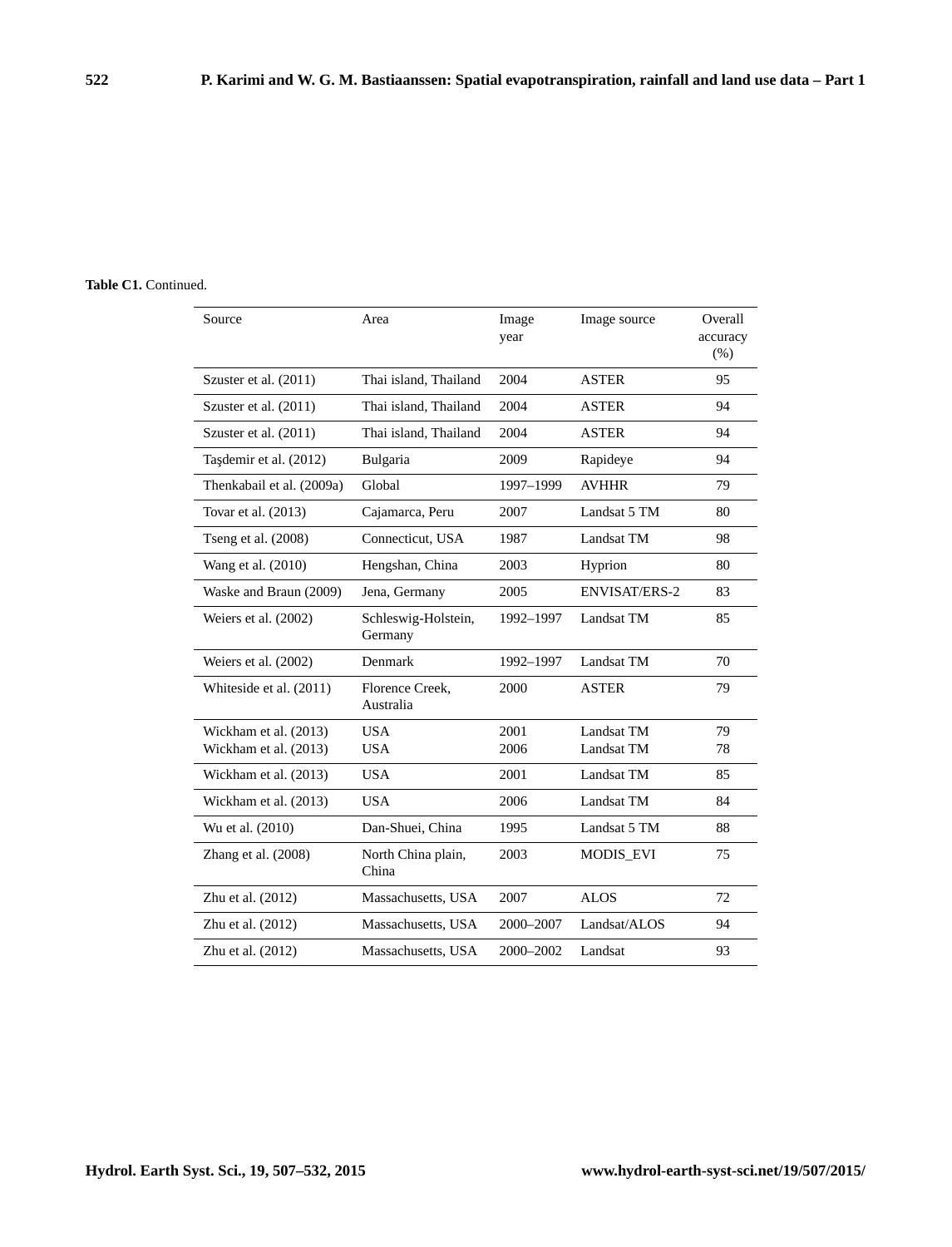**Table C1.** Continued.

| Source | Area | Image year | Image source | Overall accuracy (%) |
|---|---|---|---|---|
| Szuster et al. (2011) | Thai island, Thailand | 2004 | ASTER | 95 |
| Szuster et al. (2011) | Thai island, Thailand | 2004 | ASTER | 94 |
| Szuster et al. (2011) | Thai island, Thailand | 2004 | ASTER | 94 |
| Taşdemir et al. (2012) | Bulgaria | 2009 | Rapideye | 94 |
| Thenkabail et al. (2009a) | Global | 1997–1999 | AVHHR | 79 |
| Tovar et al. (2013) | Cajamarca, Peru | 2007 | Landsat 5 TM | 80 |
| Tseng et al. (2008) | Connecticut, USA | 1987 | Landsat TM | 98 |
| Wang et al. (2010) | Hengshan, China | 2003 | Hyprion | 80 |
| Waske and Braun (2009) | Jena, Germany | 2005 | ENVISAT/ERS-2 | 83 |
| Weiers et al. (2002) | Schleswig-Holstein, Germany | 1992–1997 | Landsat TM | 85 |
| Weiers et al. (2002) | Denmark | 1992–1997 | Landsat TM | 70 |
| Whiteside et al. (2011) | Florence Creek, Australia | 2000 | ASTER | 79 |
| Wickham et al. (2013) | USA | 2001 | Landsat TM | 79 |
| Wickham et al. (2013) | USA | 2006 | Landsat TM | 78 |
| Wickham et al. (2013) | USA | 2001 | Landsat TM | 85 |
| Wickham et al. (2013) | USA | 2006 | Landsat TM | 84 |
| Wu et al. (2010) | Dan-Shuei, China | 1995 | Landsat 5 TM | 88 |
| Zhang et al. (2008) | North China plain, China | 2003 | MODIS_EVI | 75 |
| Zhu et al. (2012) | Massachusetts, USA | 2007 | ALOS | 72 |
| Zhu et al. (2012) | Massachusetts, USA | 2000–2007 | Landsat/ALOS | 94 |
| Zhu et al. (2012) | Massachusetts, USA | 2000–2002 | Landsat | 93 |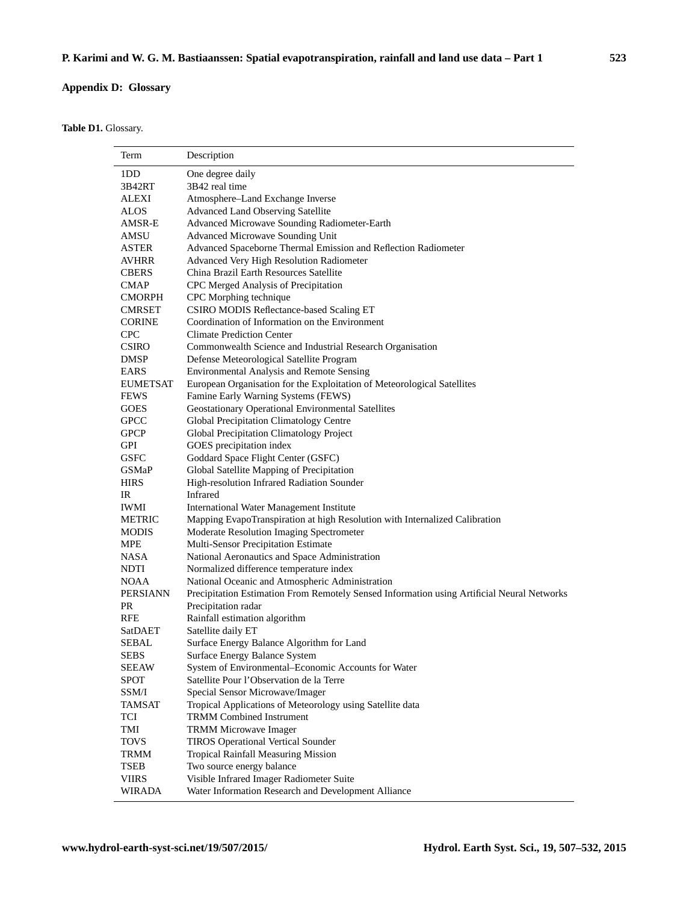## Appendix D: Glossary

**Table D1.** Glossary.

| Term | Description |
|---|---|
| 1DD | One degree daily |
| 3B42RT | 3B42 real time |
| ALEXI | Atmosphere–Land Exchange Inverse |
| ALOS | Advanced Land Observing Satellite |
| AMSR-E | Advanced Microwave Sounding Radiometer-Earth |
| AMSU | Advanced Microwave Sounding Unit |
| ASTER | Advanced Spaceborne Thermal Emission and Reflection Radiometer |
| AVHRR | Advanced Very High Resolution Radiometer |
| CBERS | China Brazil Earth Resources Satellite |
| CMAP | CPC Merged Analysis of Precipitation |
| CMORPH | CPC Morphing technique |
| CMRSET | CSIRO MODIS Reflectance-based Scaling ET |
| CORINE | Coordination of Information on the Environment |
| CPC | Climate Prediction Center |
| CSIRO | Commonwealth Science and Industrial Research Organisation |
| DMSP | Defense Meteorological Satellite Program |
| EARS | Environmental Analysis and Remote Sensing |
| EUMETSAT | European Organisation for the Exploitation of Meteorological Satellites |
| FEWS | Famine Early Warning Systems (FEWS) |
| GOES | Geostationary Operational Environmental Satellites |
| GPCC | Global Precipitation Climatology Centre |
| GPCP | Global Precipitation Climatology Project |
| GPI | GOES precipitation index |
| GSFC | Goddard Space Flight Center (GSFC) |
| GSMaP | Global Satellite Mapping of Precipitation |
| HIRS | High-resolution Infrared Radiation Sounder |
| IR | Infrared |
| IWMI | International Water Management Institute |
| METRIC | Mapping EvapoTranspiration at high Resolution with Internalized Calibration |
| MODIS | Moderate Resolution Imaging Spectrometer |
| MPE | Multi-Sensor Precipitation Estimate |
| NASA | National Aeronautics and Space Administration |
| NDTI | Normalized difference temperature index |
| NOAA | National Oceanic and Atmospheric Administration |
| PERSIANN | Precipitation Estimation From Remotely Sensed Information using Artificial Neural Networks |
| PR | Precipitation radar |
| RFE | Rainfall estimation algorithm |
| SatDAET | Satellite daily ET |
| SEBAL | Surface Energy Balance Algorithm for Land |
| SEBS | Surface Energy Balance System |
| SEEAW | System of Environmental–Economic Accounts for Water |
| SPOT | Satellite Pour l'Observation de la Terre |
| SSM/I | Special Sensor Microwave/Imager |
| TAMSAT | Tropical Applications of Meteorology using Satellite data |
| TCI | TRMM Combined Instrument |
| TMI | TRMM Microwave Imager |
| TOVS | TIROS Operational Vertical Sounder |
| TRMM | Tropical Rainfall Measuring Mission |
| TSEB | Two source energy balance |
| VIIRS | Visible Infrared Imager Radiometer Suite |
| WIRADA | Water Information Research and Development Alliance |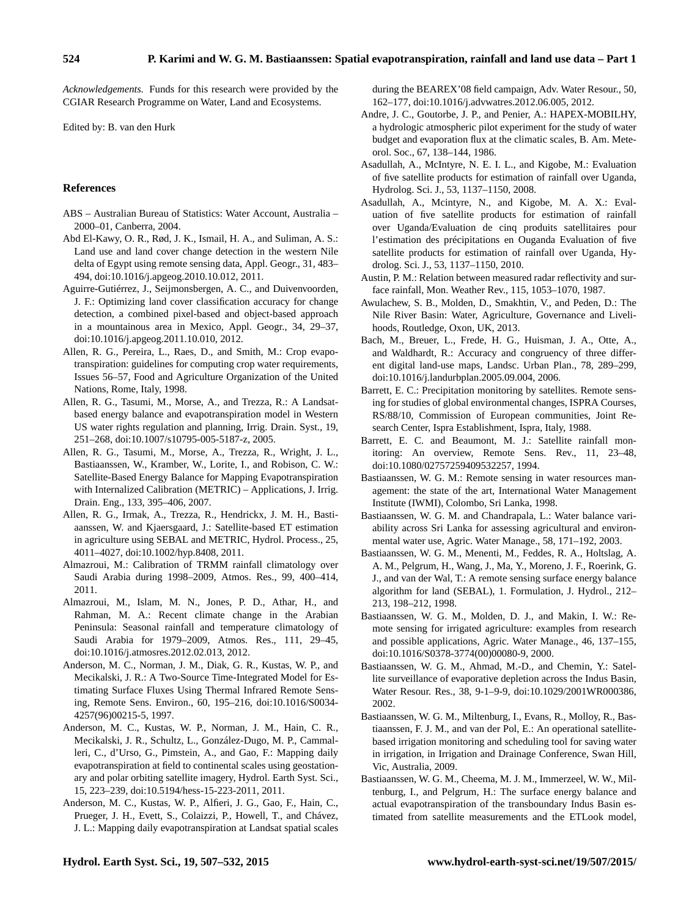*Acknowledgements.* Funds for this research were provided by the CGIAR Research Programme on Water, Land and Ecosystems.

Edited by: B. van den Hurk

## References

ABS – Australian Bureau of Statistics: Water Account, Australia – 2000–01, Canberra, 2004.

Abd El-Kawy, O. R., Rød, J. K., Ismail, H. A., and Suliman, A. S.: Land use and land cover change detection in the western Nile delta of Egypt using remote sensing data, Appl. Geogr., 31, 483–494, doi:10.1016/j.apgeog.2010.10.012, 2011.

Aguirre-Gutiérrez, J., Seijmonsbergen, A. C., and Duivenvoorden, J. F.: Optimizing land cover classification accuracy for change detection, a combined pixel-based and object-based approach in a mountainous area in Mexico, Appl. Geogr., 34, 29–37, doi:10.1016/j.apgeog.2011.10.010, 2012.

Allen, R. G., Pereira, L., Raes, D., and Smith, M.: Crop evapotranspiration: guidelines for computing crop water requirements, Issues 56–57, Food and Agriculture Organization of the United Nations, Rome, Italy, 1998.

Allen, R. G., Tasumi, M., Morse, A., and Trezza, R.: A Landsat-based energy balance and evapotranspiration model in Western US water rights regulation and planning, Irrig. Drain. Syst., 19, 251–268, doi:10.1007/s10795-005-5187-z, 2005.

Allen, R. G., Tasumi, M., Morse, A., Trezza, R., Wright, J. L., Bastiaanssen, W., Kramber, W., Lorite, I., and Robison, C. W.: Satellite-Based Energy Balance for Mapping Evapotranspiration with Internalized Calibration (METRIC) – Applications, J. Irrig. Drain. Eng., 133, 395–406, 2007.

Allen, R. G., Irmak, A., Trezza, R., Hendrickx, J. M. H., Bastiaanssen, W. and Kjaersgaard, J.: Satellite-based ET estimation in agriculture using SEBAL and METRIC, Hydrol. Process., 25, 4011–4027, doi:10.1002/hyp.8408, 2011.

Almazroui, M.: Calibration of TRMM rainfall climatology over Saudi Arabia during 1998–2009, Atmos. Res., 99, 400–414, 2011.

Almazroui, M., Islam, M. N., Jones, P. D., Athar, H., and Rahman, M. A.: Recent climate change in the Arabian Peninsula: Seasonal rainfall and temperature climatology of Saudi Arabia for 1979–2009, Atmos. Res., 111, 29–45, doi:10.1016/j.atmosres.2012.02.013, 2012.

Anderson, M. C., Norman, J. M., Diak, G. R., Kustas, W. P., and Mecikalski, J. R.: A Two-Source Time-Integrated Model for Estimating Surface Fluxes Using Thermal Infrared Remote Sensing, Remote Sens. Environ., 60, 195–216, doi:10.1016/S0034-4257(96)00215-5, 1997.

Anderson, M. C., Kustas, W. P., Norman, J. M., Hain, C. R., Mecikalski, J. R., Schultz, L., González-Dugo, M. P., Cammalleri, C., d'Urso, G., Pimstein, A., and Gao, F.: Mapping daily evapotranspiration at field to continental scales using geostationary and polar orbiting satellite imagery, Hydrol. Earth Syst. Sci., 15, 223–239, doi:10.5194/hess-15-223-2011, 2011.

Anderson, M. C., Kustas, W. P., Alfieri, J. G., Gao, F., Hain, C., Prueger, J. H., Evett, S., Colaizzi, P., Howell, T., and Chávez, J. L.: Mapping daily evapotranspiration at Landsat spatial scales during the BEAREX'08 field campaign, Adv. Water Resour., 50, 162–177, doi:10.1016/j.advwatres.2012.06.005, 2012.

Andre, J. C., Goutorbe, J. P., and Penier, A.: HAPEX-MOBILHY, a hydrologic atmospheric pilot experiment for the study of water budget and evaporation flux at the climatic scales, B. Am. Meteorol. Soc., 67, 138–144, 1986.

Asadullah, A., McIntyre, N. E. I. L., and Kigobe, M.: Evaluation of five satellite products for estimation of rainfall over Uganda, Hydrolog. Sci. J., 53, 1137–1150, 2008.

Asadullah, A., Mcintyre, N., and Kigobe, M. A. X.: Evaluation of five satellite products for estimation of rainfall over Uganda/Evaluation de cinq produits satellitaires pour l'estimation des précipitations en Ouganda Evaluation of five satellite products for estimation of rainfall over Uganda, Hydrolog. Sci. J., 53, 1137–1150, 2010.

Austin, P. M.: Relation between measured radar reflectivity and surface rainfall, Mon. Weather Rev., 115, 1053–1070, 1987.

Awulachew, S. B., Molden, D., Smakhtin, V., and Peden, D.: The Nile River Basin: Water, Agriculture, Governance and Livelihoods, Routledge, Oxon, UK, 2013.

Bach, M., Breuer, L., Frede, H. G., Huisman, J. A., Otte, A., and Waldhardt, R.: Accuracy and congruency of three different digital land-use maps, Landsc. Urban Plan., 78, 289–299, doi:10.1016/j.landurbplan.2005.09.004, 2006.

Barrett, E. C.: Precipitation monitoring by satellites. Remote sensing for studies of global environmental changes, ISPRA Courses, RS/88/10, Commission of European communities, Joint Research Center, Ispra Establishment, Ispra, Italy, 1988.

Barrett, E. C. and Beaumont, M. J.: Satellite rainfall monitoring: An overview, Remote Sens. Rev., 11, 23–48, doi:10.1080/02757259409532257, 1994.

Bastiaanssen, W. G. M.: Remote sensing in water resources management: the state of the art, International Water Management Institute (IWMI), Colombo, Sri Lanka, 1998.

Bastiaanssen, W. G. M. and Chandrapala, L.: Water balance variability across Sri Lanka for assessing agricultural and environmental water use, Agric. Water Manage., 58, 171–192, 2003.

Bastiaanssen, W. G. M., Menenti, M., Feddes, R. A., Holtslag, A. A. M., Pelgrum, H., Wang, J., Ma, Y., Moreno, J. F., Roerink, G. J., and van der Wal, T.: A remote sensing surface energy balance algorithm for land (SEBAL), 1. Formulation, J. Hydrol., 212–213, 198–212, 1998.

Bastiaanssen, W. G. M., Molden, D. J., and Makin, I. W.: Remote sensing for irrigated agriculture: examples from research and possible applications, Agric. Water Manage., 46, 137–155, doi:10.1016/S0378-3774(00)00080-9, 2000.

Bastiaanssen, W. G. M., Ahmad, M.-D., and Chemin, Y.: Satellite surveillance of evaporative depletion across the Indus Basin, Water Resour. Res., 38, 9-1–9-9, doi:10.1029/2001WR000386, 2002.

Bastiaanssen, W. G. M., Miltenburg, I., Evans, R., Molloy, R., Bastiaanssen, F. J. M., and van der Pol, E.: An operational satellite-based irrigation monitoring and scheduling tool for saving water in irrigation, in Irrigation and Drainage Conference, Swan Hill, Vic, Australia, 2009.

Bastiaanssen, W. G. M., Cheema, M. J. M., Immerzeel, W. W., Miltenburg, I., and Pelgrum, H.: The surface energy balance and actual evapotranspiration of the transboundary Indus Basin estimated from satellite measurements and the ETLook model,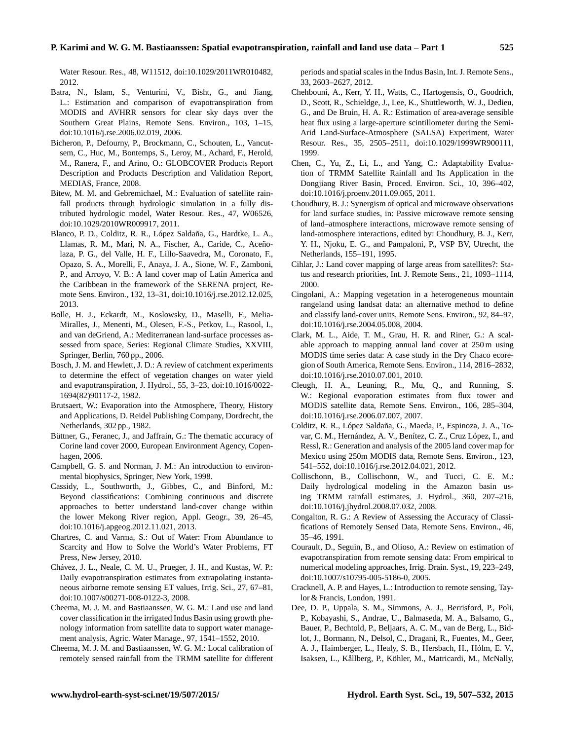Water Resour. Res., 48, W11512, doi:10.1029/2011WR010482, 2012.

Batra, N., Islam, S., Venturini, V., Bisht, G., and Jiang, L.: Estimation and comparison of evapotranspiration from MODIS and AVHRR sensors for clear sky days over the Southern Great Plains, Remote Sens. Environ., 103, 1–15, doi:10.1016/j.rse.2006.02.019, 2006.

Bicheron, P., Defourny, P., Brockmann, C., Schouten, L., Vancutsem, C., Huc, M., Bontemps, S., Leroy, M., Achard, F., Herold, M., Ranera, F., and Arino, O.: GLOBCOVER Products Report Description and Products Description and Validation Report, MEDIAS, France, 2008.

Bitew, M. M. and Gebremichael, M.: Evaluation of satellite rainfall products through hydrologic simulation in a fully distributed hydrologic model, Water Resour. Res., 47, W06526, doi:10.1029/2010WR009917, 2011.

Blanco, P. D., Colditz, R. R., López Saldaña, G., Hardtke, L. A., Llamas, R. M., Mari, N. A., Fischer, A., Caride, C., Aceñolaza, P. G., del Valle, H. F., Lillo-Saavedra, M., Coronato, F., Opazo, S. A., Morelli, F., Anaya, J. A., Sione, W. F., Zamboni, P., and Arroyo, V. B.: A land cover map of Latin America and the Caribbean in the framework of the SERENA project, Remote Sens. Environ., 132, 13–31, doi:10.1016/j.rse.2012.12.025, 2013.

Bolle, H. J., Eckardt, M., Koslowsky, D., Maselli, F., Melia-Miralles, J., Menenti, M., Olesen, F.-S., Petkov, L., Rasool, I., and van deGriend, A.: Mediterranean land-surface processes assessed from space, Series: Regional Climate Studies, XXVIII, Springer, Berlin, 760 pp., 2006.

Bosch, J. M. and Hewlett, J. D.: A review of catchment experiments to determine the effect of vegetation changes on water yield and evapotranspiration, J. Hydrol., 55, 3–23, doi:10.1016/0022-1694(82)90117-2, 1982.

Brutsaert, W.: Evaporation into the Atmosphere, Theory, History and Applications, D. Reidel Publishing Company, Dordrecht, the Netherlands, 302 pp., 1982.

Büttner, G., Feranec, J., and Jaffrain, G.: The thematic accuracy of Corine land cover 2000, European Environment Agency, Copenhagen, 2006.

Campbell, G. S. and Norman, J. M.: An introduction to environmental biophysics, Springer, New York, 1998.

Cassidy, L., Southworth, J., Gibbes, C., and Binford, M.: Beyond classifications: Combining continuous and discrete approaches to better understand land-cover change within the lower Mekong River region, Appl. Geogr., 39, 26–45, doi:10.1016/j.apgeog.2012.11.021, 2013.

Chartres, C. and Varma, S.: Out of Water: From Abundance to Scarcity and How to Solve the World's Water Problems, FT Press, New Jersey, 2010.

Chávez, J. L., Neale, C. M. U., Prueger, J. H., and Kustas, W. P.: Daily evapotranspiration estimates from extrapolating instantaneous airborne remote sensing ET values, Irrig. Sci., 27, 67–81, doi:10.1007/s00271-008-0122-3, 2008.

Cheema, M. J. M. and Bastiaanssen, W. G. M.: Land use and land cover classification in the irrigated Indus Basin using growth phenology information from satellite data to support water management analysis, Agric. Water Manage., 97, 1541–1552, 2010.

Cheema, M. J. M. and Bastiaanssen, W. G. M.: Local calibration of remotely sensed rainfall from the TRMM satellite for different periods and spatial scales in the Indus Basin, Int. J. Remote Sens., 33, 2603–2627, 2012.

Chehbouni, A., Kerr, Y. H., Watts, C., Hartogensis, O., Goodrich, D., Scott, R., Schieldge, J., Lee, K., Shuttleworth, W. J., Dedieu, G., and De Bruin, H. A. R.: Estimation of area-average sensible heat flux using a large-aperture scintillometer during the Semi-Arid Land-Surface-Atmosphere (SALSA) Experiment, Water Resour. Res., 35, 2505–2511, doi:10.1029/1999WR900111, 1999.

Chen, C., Yu, Z., Li, L., and Yang, C.: Adaptability Evaluation of TRMM Satellite Rainfall and Its Application in the Dongjiang River Basin, Proced. Environ. Sci., 10, 396–402, doi:10.1016/j.proenv.2011.09.065, 2011.

Choudhury, B. J.: Synergism of optical and microwave observations for land surface studies, in: Passive microwave remote sensing of land–atmosphere interactions, microwave remote sensing of land-atmosphere interactions, edited by: Choudhury, B. J., Kerr, Y. H., Njoku, E. G., and Pampaloni, P., VSP BV, Utrecht, the Netherlands, 155–191, 1995.

Cihlar, J.: Land cover mapping of large areas from satellites?: Status and research priorities, Int. J. Remote Sens., 21, 1093–1114, 2000.

Cingolani, A.: Mapping vegetation in a heterogeneous mountain rangeland using landsat data: an alternative method to define and classify land-cover units, Remote Sens. Environ., 92, 84–97, doi:10.1016/j.rse.2004.05.008, 2004.

Clark, M. L., Aide, T. M., Grau, H. R. and Riner, G.: A scalable approach to mapping annual land cover at 250 m using MODIS time series data: A case study in the Dry Chaco ecoregion of South America, Remote Sens. Environ., 114, 2816–2832, doi:10.1016/j.rse.2010.07.001, 2010.

Cleugh, H. A., Leuning, R., Mu, Q., and Running, S. W.: Regional evaporation estimates from flux tower and MODIS satellite data, Remote Sens. Environ., 106, 285–304, doi:10.1016/j.rse.2006.07.007, 2007.

Colditz, R. R., López Saldaña, G., Maeda, P., Espinoza, J. A., Tovar, C. M., Hernández, A. V., Benítez, C. Z., Cruz López, I., and Ressl, R.: Generation and analysis of the 2005 land cover map for Mexico using 250m MODIS data, Remote Sens. Environ., 123, 541–552, doi:10.1016/j.rse.2012.04.021, 2012.

Collischonn, B., Collischonn, W., and Tucci, C. E. M.: Daily hydrological modeling in the Amazon basin using TRMM rainfall estimates, J. Hydrol., 360, 207–216, doi:10.1016/j.jhydrol.2008.07.032, 2008.

Congalton, R. G.: A Review of Assessing the Accuracy of Classifications of Remotely Sensed Data, Remote Sens. Environ., 46, 35–46, 1991.

Courault, D., Seguin, B., and Olioso, A.: Review on estimation of evapotranspiration from remote sensing data: From empirical to numerical modeling approaches, Irrig. Drain. Syst., 19, 223–249, doi:10.1007/s10795-005-5186-0, 2005.

Cracknell, A. P. and Hayes, L.: Introduction to remote sensing, Taylor & Francis, London, 1991.

Dee, D. P., Uppala, S. M., Simmons, A. J., Berrisford, P., Poli, P., Kobayashi, S., Andrae, U., Balmaseda, M. A., Balsamo, G., Bauer, P., Bechtold, P., Beljaars, A. C. M., van de Berg, L., Bidlot, J., Bormann, N., Delsol, C., Dragani, R., Fuentes, M., Geer, A. J., Haimberger, L., Healy, S. B., Hersbach, H., Hólm, E. V., Isaksen, L., Kållberg, P., Köhler, M., Matricardi, M., McNally,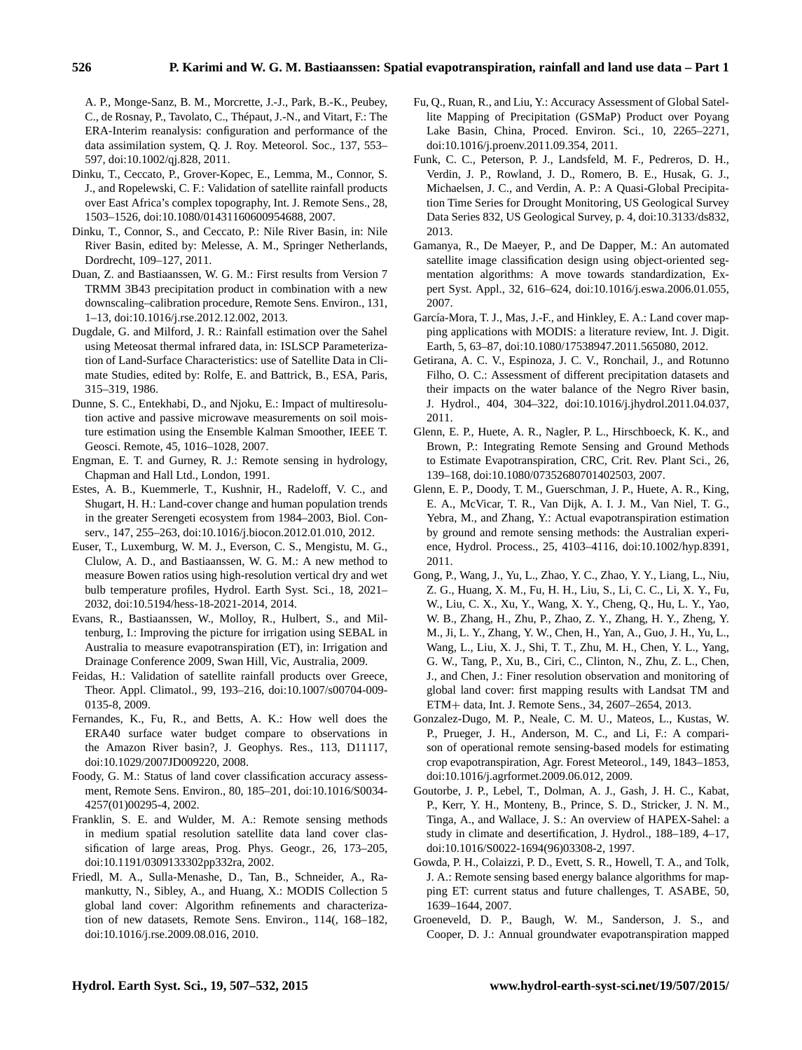A. P., Monge-Sanz, B. M., Morcrette, J.-J., Park, B.-K., Peubey, C., de Rosnay, P., Tavolato, C., Thépaut, J.-N., and Vitart, F.: The ERA-Interim reanalysis: configuration and performance of the data assimilation system, Q. J. Roy. Meteorol. Soc., 137, 553–597, doi:10.1002/qj.828, 2011.

Dinku, T., Ceccato, P., Grover-Kopec, E., Lemma, M., Connor, S. J., and Ropelewski, C. F.: Validation of satellite rainfall products over East Africa's complex topography, Int. J. Remote Sens., 28, 1503–1526, doi:10.1080/01431160600954688, 2007.

Dinku, T., Connor, S., and Ceccato, P.: Nile River Basin, in: Nile River Basin, edited by: Melesse, A. M., Springer Netherlands, Dordrecht, 109–127, 2011.

Duan, Z. and Bastiaanssen, W. G. M.: First results from Version 7 TRMM 3B43 precipitation product in combination with a new downscaling–calibration procedure, Remote Sens. Environ., 131, 1–13, doi:10.1016/j.rse.2012.12.002, 2013.

Dugdale, G. and Milford, J. R.: Rainfall estimation over the Sahel using Meteosat thermal infrared data, in: ISLSCP Parameterization of Land-Surface Characteristics: use of Satellite Data in Climate Studies, edited by: Rolfe, E. and Battrick, B., ESA, Paris, 315–319, 1986.

Dunne, S. C., Entekhabi, D., and Njoku, E.: Impact of multiresolution active and passive microwave measurements on soil moisture estimation using the Ensemble Kalman Smoother, IEEE T. Geosci. Remote, 45, 1016–1028, 2007.

Engman, E. T. and Gurney, R. J.: Remote sensing in hydrology, Chapman and Hall Ltd., London, 1991.

Estes, A. B., Kuemmerle, T., Kushnir, H., Radeloff, V. C., and Shugart, H. H.: Land-cover change and human population trends in the greater Serengeti ecosystem from 1984–2003, Biol. Conserv., 147, 255–263, doi:10.1016/j.biocon.2012.01.010, 2012.

Euser, T., Luxemburg, W. M. J., Everson, C. S., Mengistu, M. G., Clulow, A. D., and Bastiaanssen, W. G. M.: A new method to measure Bowen ratios using high-resolution vertical dry and wet bulb temperature profiles, Hydrol. Earth Syst. Sci., 18, 2021–2032, doi:10.5194/hess-18-2021-2014, 2014.

Evans, R., Bastiaanssen, W., Molloy, R., Hulbert, S., and Miltenburg, I.: Improving the picture for irrigation using SEBAL in Australia to measure evapotranspiration (ET), in: Irrigation and Drainage Conference 2009, Swan Hill, Vic, Australia, 2009.

Feidas, H.: Validation of satellite rainfall products over Greece, Theor. Appl. Climatol., 99, 193–216, doi:10.1007/s00704-009-0135-8, 2009.

Fernandes, K., Fu, R., and Betts, A. K.: How well does the ERA40 surface water budget compare to observations in the Amazon River basin?, J. Geophys. Res., 113, D11117, doi:10.1029/2007JD009220, 2008.

Foody, G. M.: Status of land cover classification accuracy assessment, Remote Sens. Environ., 80, 185–201, doi:10.1016/S0034-4257(01)00295-4, 2002.

Franklin, S. E. and Wulder, M. A.: Remote sensing methods in medium spatial resolution satellite data land cover classification of large areas, Prog. Phys. Geogr., 26, 173–205, doi:10.1191/0309133302pp332ra, 2002.

Friedl, M. A., Sulla-Menashe, D., Tan, B., Schneider, A., Ramankutty, N., Sibley, A., and Huang, X.: MODIS Collection 5 global land cover: Algorithm refinements and characterization of new datasets, Remote Sens. Environ., 114(, 168–182, doi:10.1016/j.rse.2009.08.016, 2010.

Fu, Q., Ruan, R., and Liu, Y.: Accuracy Assessment of Global Satellite Mapping of Precipitation (GSMaP) Product over Poyang Lake Basin, China, Proced. Environ. Sci., 10, 2265–2271, doi:10.1016/j.proenv.2011.09.354, 2011.

Funk, C. C., Peterson, P. J., Landsfeld, M. F., Pedreros, D. H., Verdin, J. P., Rowland, J. D., Romero, B. E., Husak, G. J., Michaelsen, J. C., and Verdin, A. P.: A Quasi-Global Precipitation Time Series for Drought Monitoring, US Geological Survey Data Series 832, US Geological Survey, p. 4, doi:10.3133/ds832, 2013.

Gamanya, R., De Maeyer, P., and De Dapper, M.: An automated satellite image classification design using object-oriented segmentation algorithms: A move towards standardization, Expert Syst. Appl., 32, 616–624, doi:10.1016/j.eswa.2006.01.055, 2007.

García-Mora, T. J., Mas, J.-F., and Hinkley, E. A.: Land cover mapping applications with MODIS: a literature review, Int. J. Digit. Earth, 5, 63–87, doi:10.1080/17538947.2011.565080, 2012.

Getirana, A. C. V., Espinoza, J. C. V., Ronchail, J., and Rotunno Filho, O. C.: Assessment of different precipitation datasets and their impacts on the water balance of the Negro River basin, J. Hydrol., 404, 304–322, doi:10.1016/j.jhydrol.2011.04.037, 2011.

Glenn, E. P., Huete, A. R., Nagler, P. L., Hirschboeck, K. K., and Brown, P.: Integrating Remote Sensing and Ground Methods to Estimate Evapotranspiration, CRC, Crit. Rev. Plant Sci., 26, 139–168, doi:10.1080/07352680701402503, 2007.

Glenn, E. P., Doody, T. M., Guerschman, J. P., Huete, A. R., King, E. A., McVicar, T. R., Van Dijk, A. I. J. M., Van Niel, T. G., Yebra, M., and Zhang, Y.: Actual evapotranspiration estimation by ground and remote sensing methods: the Australian experience, Hydrol. Process., 25, 4103–4116, doi:10.1002/hyp.8391, 2011.

Gong, P., Wang, J., Yu, L., Zhao, Y. C., Zhao, Y. Y., Liang, L., Niu, Z. G., Huang, X. M., Fu, H. H., Liu, S., Li, C. C., Li, X. Y., Fu, W., Liu, C. X., Xu, Y., Wang, X. Y., Cheng, Q., Hu, L. Y., Yao, W. B., Zhang, H., Zhu, P., Zhao, Z. Y., Zhang, H. Y., Zheng, Y. M., Ji, L. Y., Zhang, Y. W., Chen, H., Yan, A., Guo, J. H., Yu, L., Wang, L., Liu, X. J., Shi, T. T., Zhu, M. H., Chen, Y. L., Yang, G. W., Tang, P., Xu, B., Ciri, C., Clinton, N., Zhu, Z. L., Chen, J., and Chen, J.: Finer resolution observation and monitoring of global land cover: first mapping results with Landsat TM and ETM+ data, Int. J. Remote Sens., 34, 2607–2654, 2013.

Gonzalez-Dugo, M. P., Neale, C. M. U., Mateos, L., Kustas, W. P., Prueger, J. H., Anderson, M. C., and Li, F.: A comparison of operational remote sensing-based models for estimating crop evapotranspiration, Agr. Forest Meteorol., 149, 1843–1853, doi:10.1016/j.agrformet.2009.06.012, 2009.

Goutorbe, J. P., Lebel, T., Dolman, A. J., Gash, J. H. C., Kabat, P., Kerr, Y. H., Monteny, B., Prince, S. D., Stricker, J. N. M., Tinga, A., and Wallace, J. S.: An overview of HAPEX-Sahel: a study in climate and desertification, J. Hydrol., 188–189, 4–17, doi:10.1016/S0022-1694(96)03308-2, 1997.

Gowda, P. H., Colaizzi, P. D., Evett, S. R., Howell, T. A., and Tolk, J. A.: Remote sensing based energy balance algorithms for mapping ET: current status and future challenges, T. ASABE, 50, 1639–1644, 2007.

Groeneveld, D. P., Baugh, W. M., Sanderson, J. S., and Cooper, D. J.: Annual groundwater evapotranspiration mapped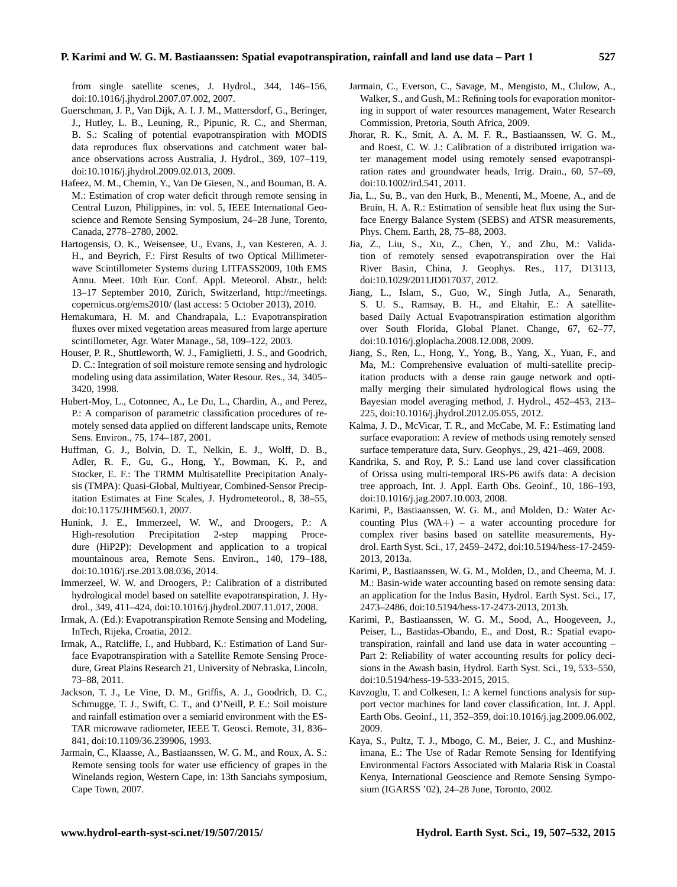from single satellite scenes, J. Hydrol., 344, 146–156, doi:10.1016/j.jhydrol.2007.07.002, 2007.

Guerschman, J. P., Van Dijk, A. I. J. M., Mattersdorf, G., Beringer, J., Hutley, L. B., Leuning, R., Pipunic, R. C., and Sherman, B. S.: Scaling of potential evapotranspiration with MODIS data reproduces flux observations and catchment water balance observations across Australia, J. Hydrol., 369, 107–119, doi:10.1016/j.jhydrol.2009.02.013, 2009.

Hafeez, M. M., Chemin, Y., Van De Giesen, N., and Bouman, B. A. M.: Estimation of crop water deficit through remote sensing in Central Luzon, Philippines, in: vol. 5, IEEE International Geoscience and Remote Sensing Symposium, 24–28 June, Torento, Canada, 2778–2780, 2002.

Hartogensis, O. K., Weisensee, U., Evans, J., van Kesteren, A. J. H., and Beyrich, F.: First Results of two Optical Millimeter-wave Scintillometer Systems during LITFASS2009, 10th EMS Annu. Meet. 10th Eur. Conf. Appl. Meteorol. Abstr., held: 13–17 September 2010, Zürich, Switzerland, http://meetings.copernicus.org/ems2010/ (last access: 5 October 2013), 2010.

Hemakumara, H. M. and Chandrapala, L.: Evapotranspiration fluxes over mixed vegetation areas measured from large aperture scintillometer, Agr. Water Manage., 58, 109–122, 2003.

Houser, P. R., Shuttleworth, W. J., Famiglietti, J. S., and Goodrich, D. C.: Integration of soil moisture remote sensing and hydrologic modeling using data assimilation, Water Resour. Res., 34, 3405–3420, 1998.

Hubert-Moy, L., Cotonnec, A., Le Du, L., Chardin, A., and Perez, P.: A comparison of parametric classification procedures of remotely sensed data applied on different landscape units, Remote Sens. Environ., 75, 174–187, 2001.

Huffman, G. J., Bolvin, D. T., Nelkin, E. J., Wolff, D. B., Adler, R. F., Gu, G., Hong, Y., Bowman, K. P., and Stocker, E. F.: The TRMM Multisatellite Precipitation Analysis (TMPA): Quasi-Global, Multiyear, Combined-Sensor Precipitation Estimates at Fine Scales, J. Hydrometeorol., 8, 38–55, doi:10.1175/JHM560.1, 2007.

Hunink, J. E., Immerzeel, W. W., and Droogers, P.: A High-resolution Precipitation 2-step mapping Procedure (HiP2P): Development and application to a tropical mountainous area, Remote Sens. Environ., 140, 179–188, doi:10.1016/j.rse.2013.08.036, 2014.

Immerzeel, W. W. and Droogers, P.: Calibration of a distributed hydrological model based on satellite evapotranspiration, J. Hydrol., 349, 411–424, doi:10.1016/j.jhydrol.2007.11.017, 2008.

Irmak, A. (Ed.): Evapotranspiration Remote Sensing and Modeling, InTech, Rijeka, Croatia, 2012.

Irmak, A., Ratcliffe, I., and Hubbard, K.: Estimation of Land Surface Evapotranspiration with a Satellite Remote Sensing Procedure, Great Plains Research 21, University of Nebraska, Lincoln, 73–88, 2011.

Jackson, T. J., Le Vine, D. M., Griffis, A. J., Goodrich, D. C., Schmugge, T. J., Swift, C. T., and O'Neill, P. E.: Soil moisture and rainfall estimation over a semiarid environment with the ESTAR microwave radiometer, IEEE T. Geosci. Remote, 31, 836–841, doi:10.1109/36.239906, 1993.

Jarmain, C., Klaasse, A., Bastiaanssen, W. G. M., and Roux, A. S.: Remote sensing tools for water use efficiency of grapes in the Winelands region, Western Cape, in: 13th Sanciahs symposium, Cape Town, 2007.

Jarmain, C., Everson, C., Savage, M., Mengisto, M., Clulow, A., Walker, S., and Gush, M.: Refining tools for evaporation monitoring in support of water resources management, Water Research Commission, Pretoria, South Africa, 2009.

Jhorar, R. K., Smit, A. A. M. F. R., Bastiaanssen, W. G. M., and Roest, C. W. J.: Calibration of a distributed irrigation water management model using remotely sensed evapotranspiration rates and groundwater heads, Irrig. Drain., 60, 57–69, doi:10.1002/ird.541, 2011.

Jia, L., Su, B., van den Hurk, B., Menenti, M., Moene, A., and de Bruin, H. A. R.: Estimation of sensible heat flux using the Surface Energy Balance System (SEBS) and ATSR measurements, Phys. Chem. Earth, 28, 75–88, 2003.

Jia, Z., Liu, S., Xu, Z., Chen, Y., and Zhu, M.: Validation of remotely sensed evapotranspiration over the Hai River Basin, China, J. Geophys. Res., 117, D13113, doi:10.1029/2011JD017037, 2012.

Jiang, L., Islam, S., Guo, W., Singh Jutla, A., Senarath, S. U. S., Ramsay, B. H., and Eltahir, E.: A satellite-based Daily Actual Evapotranspiration estimation algorithm over South Florida, Global Planet. Change, 67, 62–77, doi:10.1016/j.gloplacha.2008.12.008, 2009.

Jiang, S., Ren, L., Hong, Y., Yong, B., Yang, X., Yuan, F., and Ma, M.: Comprehensive evaluation of multi-satellite precipitation products with a dense rain gauge network and optimally merging their simulated hydrological flows using the Bayesian model averaging method, J. Hydrol., 452–453, 213–225, doi:10.1016/j.jhydrol.2012.05.055, 2012.

Kalma, J. D., McVicar, T. R., and McCabe, M. F.: Estimating land surface evaporation: A review of methods using remotely sensed surface temperature data, Surv. Geophys., 29, 421–469, 2008.

Kandrika, S. and Roy, P. S.: Land use land cover classification of Orissa using multi-temporal IRS-P6 awifs data: A decision tree approach, Int. J. Appl. Earth Obs. Geoinf., 10, 186–193, doi:10.1016/j.jag.2007.10.003, 2008.

Karimi, P., Bastiaanssen, W. G. M., and Molden, D.: Water Accounting Plus (WA+) – a water accounting procedure for complex river basins based on satellite measurements, Hydrol. Earth Syst. Sci., 17, 2459–2472, doi:10.5194/hess-17-2459-2013, 2013a.

Karimi, P., Bastiaanssen, W. G. M., Molden, D., and Cheema, M. J. M.: Basin-wide water accounting based on remote sensing data: an application for the Indus Basin, Hydrol. Earth Syst. Sci., 17, 2473–2486, doi:10.5194/hess-17-2473-2013, 2013b.

Karimi, P., Bastiaanssen, W. G. M., Sood, A., Hoogeveen, J., Peiser, L., Bastidas-Obando, E., and Dost, R.: Spatial evapotranspiration, rainfall and land use data in water accounting – Part 2: Reliability of water accounting results for policy decisions in the Awash basin, Hydrol. Earth Syst. Sci., 19, 533–550, doi:10.5194/hess-19-533-2015, 2015.

Kavzoglu, T. and Colkesen, I.: A kernel functions analysis for support vector machines for land cover classification, Int. J. Appl. Earth Obs. Geoinf., 11, 352–359, doi:10.1016/j.jag.2009.06.002, 2009.

Kaya, S., Pultz, T. J., Mbogo, C. M., Beier, J. C., and Mushinzimana, E.: The Use of Radar Remote Sensing for Identifying Environmental Factors Associated with Malaria Risk in Coastal Kenya, International Geoscience and Remote Sensing Symposium (IGARSS '02), 24–28 June, Toronto, 2002.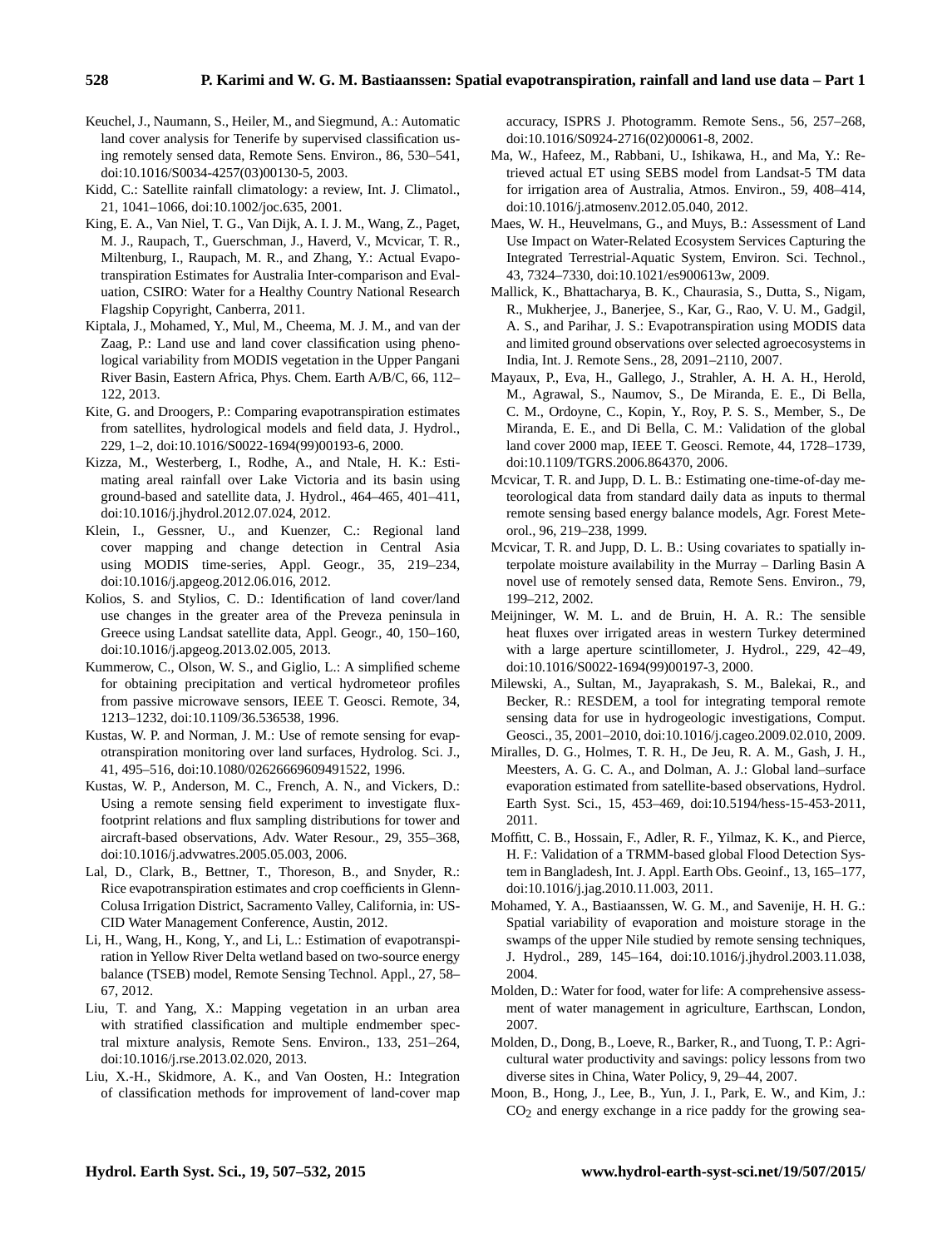Keuchel, J., Naumann, S., Heiler, M., and Siegmund, A.: Automatic land cover analysis for Tenerife by supervised classification using remotely sensed data, Remote Sens. Environ., 86, 530–541, doi:10.1016/S0034-4257(03)00130-5, 2003.

Kidd, C.: Satellite rainfall climatology: a review, Int. J. Climatol., 21, 1041–1066, doi:10.1002/joc.635, 2001.

King, E. A., Van Niel, T. G., Van Dijk, A. I. J. M., Wang, Z., Paget, M. J., Raupach, T., Guerschman, J., Haverd, V., Mcvicar, T. R., Miltenburg, I., Raupach, M. R., and Zhang, Y.: Actual Evapotranspiration Estimates for Australia Inter-comparison and Evaluation, CSIRO: Water for a Healthy Country National Research Flagship Copyright, Canberra, 2011.

Kiptala, J., Mohamed, Y., Mul, M., Cheema, M. J. M., and van der Zaag, P.: Land use and land cover classification using phenological variability from MODIS vegetation in the Upper Pangani River Basin, Eastern Africa, Phys. Chem. Earth A/B/C, 66, 112–122, 2013.

Kite, G. and Droogers, P.: Comparing evapotranspiration estimates from satellites, hydrological models and field data, J. Hydrol., 229, 1–2, doi:10.1016/S0022-1694(99)00193-6, 2000.

Kizza, M., Westerberg, I., Rodhe, A., and Ntale, H. K.: Estimating areal rainfall over Lake Victoria and its basin using ground-based and satellite data, J. Hydrol., 464–465, 401–411, doi:10.1016/j.jhydrol.2012.07.024, 2012.

Klein, I., Gessner, U., and Kuenzer, C.: Regional land cover mapping and change detection in Central Asia using MODIS time-series, Appl. Geogr., 35, 219–234, doi:10.1016/j.apgeog.2012.06.016, 2012.

Kolios, S. and Stylios, C. D.: Identification of land cover/land use changes in the greater area of the Preveza peninsula in Greece using Landsat satellite data, Appl. Geogr., 40, 150–160, doi:10.1016/j.apgeog.2013.02.005, 2013.

Kummerow, C., Olson, W. S., and Giglio, L.: A simplified scheme for obtaining precipitation and vertical hydrometeor profiles from passive microwave sensors, IEEE T. Geosci. Remote, 34, 1213–1232, doi:10.1109/36.536538, 1996.

Kustas, W. P. and Norman, J. M.: Use of remote sensing for evapotranspiration monitoring over land surfaces, Hydrolog. Sci. J., 41, 495–516, doi:10.1080/02626669609491522, 1996.

Kustas, W. P., Anderson, M. C., French, A. N., and Vickers, D.: Using a remote sensing field experiment to investigate flux-footprint relations and flux sampling distributions for tower and aircraft-based observations, Adv. Water Resour., 29, 355–368, doi:10.1016/j.advwatres.2005.05.003, 2006.

Lal, D., Clark, B., Bettner, T., Thoreson, B., and Snyder, R.: Rice evapotranspiration estimates and crop coefficients in Glenn-Colusa Irrigation District, Sacramento Valley, California, in: USCID Water Management Conference, Austin, 2012.

Li, H., Wang, H., Kong, Y., and Li, L.: Estimation of evapotranspiration in Yellow River Delta wetland based on two-source energy balance (TSEB) model, Remote Sensing Technol. Appl., 27, 58–67, 2012.

Liu, T. and Yang, X.: Mapping vegetation in an urban area with stratified classification and multiple endmember spectral mixture analysis, Remote Sens. Environ., 133, 251–264, doi:10.1016/j.rse.2013.02.020, 2013.

Liu, X.-H., Skidmore, A. K., and Van Oosten, H.: Integration of classification methods for improvement of land-cover map accuracy, ISPRS J. Photogramm. Remote Sens., 56, 257–268, doi:10.1016/S0924-2716(02)00061-8, 2002.

Ma, W., Hafeez, M., Rabbani, U., Ishikawa, H., and Ma, Y.: Retrieved actual ET using SEBS model from Landsat-5 TM data for irrigation area of Australia, Atmos. Environ., 59, 408–414, doi:10.1016/j.atmosenv.2012.05.040, 2012.

Maes, W. H., Heuvelmans, G., and Muys, B.: Assessment of Land Use Impact on Water-Related Ecosystem Services Capturing the Integrated Terrestrial-Aquatic System, Environ. Sci. Technol., 43, 7324–7330, doi:10.1021/es900613w, 2009.

Mallick, K., Bhattacharya, B. K., Chaurasia, S., Dutta, S., Nigam, R., Mukherjee, J., Banerjee, S., Kar, G., Rao, V. U. M., Gadgil, A. S., and Parihar, J. S.: Evapotranspiration using MODIS data and limited ground observations over selected agroecosystems in India, Int. J. Remote Sens., 28, 2091–2110, 2007.

Mayaux, P., Eva, H., Gallego, J., Strahler, A. H. A. H., Herold, M., Agrawal, S., Naumov, S., De Miranda, E. E., Di Bella, C. M., Ordoyne, C., Kopin, Y., Roy, P. S. S., Member, S., De Miranda, E. E., and Di Bella, C. M.: Validation of the global land cover 2000 map, IEEE T. Geosci. Remote, 44, 1728–1739, doi:10.1109/TGRS.2006.864370, 2006.

Mcvicar, T. R. and Jupp, D. L. B.: Estimating one-time-of-day meteorological data from standard daily data as inputs to thermal remote sensing based energy balance models, Agr. Forest Meteorol., 96, 219–238, 1999.

Mcvicar, T. R. and Jupp, D. L. B.: Using covariates to spatially interpolate moisture availability in the Murray – Darling Basin A novel use of remotely sensed data, Remote Sens. Environ., 79, 199–212, 2002.

Meijninger, W. M. L. and de Bruin, H. A. R.: The sensible heat fluxes over irrigated areas in western Turkey determined with a large aperture scintillometer, J. Hydrol., 229, 42–49, doi:10.1016/S0022-1694(99)00197-3, 2000.

Milewski, A., Sultan, M., Jayaprakash, S. M., Balekai, R., and Becker, R.: RESDEM, a tool for integrating temporal remote sensing data for use in hydrogeologic investigations, Comput. Geosci., 35, 2001–2010, doi:10.1016/j.cageo.2009.02.010, 2009.

Miralles, D. G., Holmes, T. R. H., De Jeu, R. A. M., Gash, J. H., Meesters, A. G. C. A., and Dolman, A. J.: Global land–surface evaporation estimated from satellite-based observations, Hydrol. Earth Syst. Sci., 15, 453–469, doi:10.5194/hess-15-453-2011, 2011.

Moffitt, C. B., Hossain, F., Adler, R. F., Yilmaz, K. K., and Pierce, H. F.: Validation of a TRMM-based global Flood Detection System in Bangladesh, Int. J. Appl. Earth Obs. Geoinf., 13, 165–177, doi:10.1016/j.jag.2010.11.003, 2011.

Mohamed, Y. A., Bastiaanssen, W. G. M., and Savenije, H. H. G.: Spatial variability of evaporation and moisture storage in the swamps of the upper Nile studied by remote sensing techniques, J. Hydrol., 289, 145–164, doi:10.1016/j.jhydrol.2003.11.038, 2004.

Molden, D.: Water for food, water for life: A comprehensive assessment of water management in agriculture, Earthscan, London, 2007.

Molden, D., Dong, B., Loeve, R., Barker, R., and Tuong, T. P.: Agricultural water productivity and savings: policy lessons from two diverse sites in China, Water Policy, 9, 29–44, 2007.

Moon, B., Hong, J., Lee, B., Yun, J. I., Park, E. W., and Kim, J.: $CO_2$ and energy exchange in a rice paddy for the growing sea-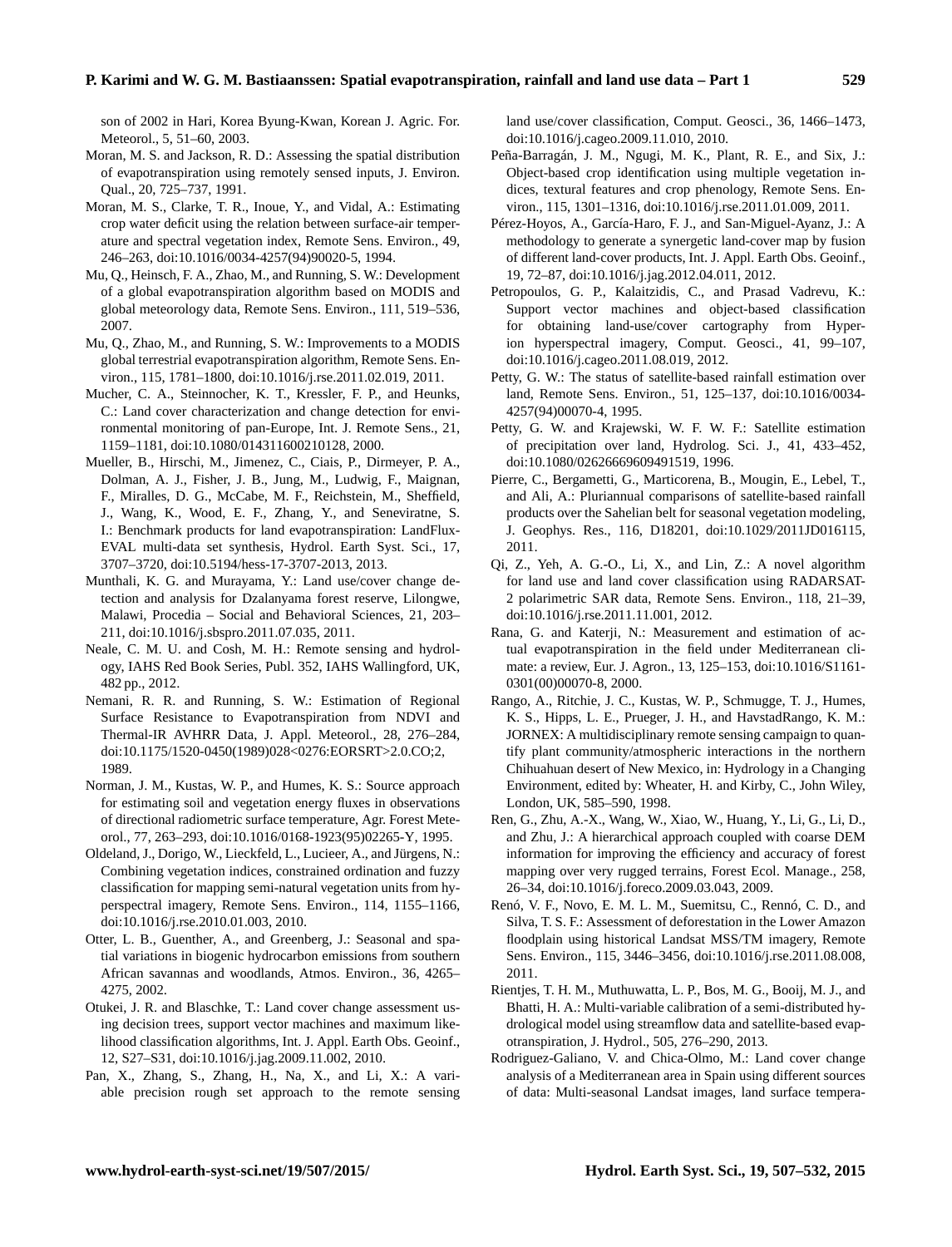son of 2002 in Hari, Korea Byung-Kwan, Korean J. Agric. For. Meteorol., 5, 51–60, 2003.

Moran, M. S. and Jackson, R. D.: Assessing the spatial distribution of evapotranspiration using remotely sensed inputs, J. Environ. Qual., 20, 725–737, 1991.

Moran, M. S., Clarke, T. R., Inoue, Y., and Vidal, A.: Estimating crop water deficit using the relation between surface-air temperature and spectral vegetation index, Remote Sens. Environ., 49, 246–263, doi:10.1016/0034-4257(94)90020-5, 1994.

Mu, Q., Heinsch, F. A., Zhao, M., and Running, S. W.: Development of a global evapotranspiration algorithm based on MODIS and global meteorology data, Remote Sens. Environ., 111, 519–536, 2007.

Mu, Q., Zhao, M., and Running, S. W.: Improvements to a MODIS global terrestrial evapotranspiration algorithm, Remote Sens. Environ., 115, 1781–1800, doi:10.1016/j.rse.2011.02.019, 2011.

Mucher, C. A., Steinnocher, K. T., Kressler, F. P., and Heunks, C.: Land cover characterization and change detection for environmental monitoring of pan-Europe, Int. J. Remote Sens., 21, 1159–1181, doi:10.1080/014311600210128, 2000.

Mueller, B., Hirschi, M., Jimenez, C., Ciais, P., Dirmeyer, P. A., Dolman, A. J., Fisher, J. B., Jung, M., Ludwig, F., Maignan, F., Miralles, D. G., McCabe, M. F., Reichstein, M., Sheffield, J., Wang, K., Wood, E. F., Zhang, Y., and Seneviratne, S. I.: Benchmark products for land evapotranspiration: LandFlux-EVAL multi-data set synthesis, Hydrol. Earth Syst. Sci., 17, 3707–3720, doi:10.5194/hess-17-3707-2013, 2013.

Munthali, K. G. and Murayama, Y.: Land use/cover change detection and analysis for Dzalanyama forest reserve, Lilongwe, Malawi, Procedia – Social and Behavioral Sciences, 21, 203–211, doi:10.1016/j.sbspro.2011.07.035, 2011.

Neale, C. M. U. and Cosh, M. H.: Remote sensing and hydrology, IAHS Red Book Series, Publ. 352, IAHS Wallingford, UK, 482 pp., 2012.

Nemani, R. R. and Running, S. W.: Estimation of Regional Surface Resistance to Evapotranspiration from NDVI and Thermal-IR AVHRR Data, J. Appl. Meteorol., 28, 276–284, doi:10.1175/1520-0450(1989)028<0276:EORSRT>2.0.CO;2, 1989.

Norman, J. M., Kustas, W. P., and Humes, K. S.: Source approach for estimating soil and vegetation energy fluxes in observations of directional radiometric surface temperature, Agr. Forest Meteorol., 77, 263–293, doi:10.1016/0168-1923(95)02265-Y, 1995.

Oldeland, J., Dorigo, W., Lieckfeld, L., Lucieer, A., and Jürgens, N.: Combining vegetation indices, constrained ordination and fuzzy classification for mapping semi-natural vegetation units from hyperspectral imagery, Remote Sens. Environ., 114, 1155–1166, doi:10.1016/j.rse.2010.01.003, 2010.

Otter, L. B., Guenther, A., and Greenberg, J.: Seasonal and spatial variations in biogenic hydrocarbon emissions from southern African savannas and woodlands, Atmos. Environ., 36, 4265–4275, 2002.

Otukei, J. R. and Blaschke, T.: Land cover change assessment using decision trees, support vector machines and maximum likelihood classification algorithms, Int. J. Appl. Earth Obs. Geoinf., 12, S27–S31, doi:10.1016/j.jag.2009.11.002, 2010.

Pan, X., Zhang, S., Zhang, H., Na, X., and Li, X.: A variable precision rough set approach to the remote sensing land use/cover classification, Comput. Geosci., 36, 1466–1473, doi:10.1016/j.cageo.2009.11.010, 2010.

Peña-Barragán, J. M., Ngugi, M. K., Plant, R. E., and Six, J.: Object-based crop identification using multiple vegetation indices, textural features and crop phenology, Remote Sens. Environ., 115, 1301–1316, doi:10.1016/j.rse.2011.01.009, 2011.

Pérez-Hoyos, A., García-Haro, F. J., and San-Miguel-Ayanz, J.: A methodology to generate a synergetic land-cover map by fusion of different land-cover products, Int. J. Appl. Earth Obs. Geoinf., 19, 72–87, doi:10.1016/j.jag.2012.04.011, 2012.

Petropoulos, G. P., Kalaitzidis, C., and Prasad Vadrevu, K.: Support vector machines and object-based classification for obtaining land-use/cover cartography from Hyperion hyperspectral imagery, Comput. Geosci., 41, 99–107, doi:10.1016/j.cageo.2011.08.019, 2012.

Petty, G. W.: The status of satellite-based rainfall estimation over land, Remote Sens. Environ., 51, 125–137, doi:10.1016/0034-4257(94)00070-4, 1995.

Petty, G. W. and Krajewski, W. F. W. F.: Satellite estimation of precipitation over land, Hydrolog. Sci. J., 41, 433–452, doi:10.1080/02626669609491519, 1996.

Pierre, C., Bergametti, G., Marticorena, B., Mougin, E., Lebel, T., and Ali, A.: Pluriannual comparisons of satellite-based rainfall products over the Sahelian belt for seasonal vegetation modeling, J. Geophys. Res., 116, D18201, doi:10.1029/2011JD016115, 2011.

Qi, Z., Yeh, A. G.-O., Li, X., and Lin, Z.: A novel algorithm for land use and land cover classification using RADARSAT-2 polarimetric SAR data, Remote Sens. Environ., 118, 21–39, doi:10.1016/j.rse.2011.11.001, 2012.

Rana, G. and Katerji, N.: Measurement and estimation of actual evapotranspiration in the field under Mediterranean climate: a review, Eur. J. Agron., 13, 125–153, doi:10.1016/S1161-0301(00)00070-8, 2000.

Rango, A., Ritchie, J. C., Kustas, W. P., Schmugge, T. J., Humes, K. S., Hipps, L. E., Prueger, J. H., and HavstadRango, K. M.: JORNEX: A multidisciplinary remote sensing campaign to quantify plant community/atmospheric interactions in the northern Chihuahuan desert of New Mexico, in: Hydrology in a Changing Environment, edited by: Wheater, H. and Kirby, C., John Wiley, London, UK, 585–590, 1998.

Ren, G., Zhu, A.-X., Wang, W., Xiao, W., Huang, Y., Li, G., Li, D., and Zhu, J.: A hierarchical approach coupled with coarse DEM information for improving the efficiency and accuracy of forest mapping over very rugged terrains, Forest Ecol. Manage., 258, 26–34, doi:10.1016/j.foreco.2009.03.043, 2009.

Renó, V. F., Novo, E. M. L. M., Suemitsu, C., Rennó, C. D., and Silva, T. S. F.: Assessment of deforestation in the Lower Amazon floodplain using historical Landsat MSS/TM imagery, Remote Sens. Environ., 115, 3446–3456, doi:10.1016/j.rse.2011.08.008, 2011.

Rientjes, T. H. M., Muthuwatta, L. P., Bos, M. G., Booij, M. J., and Bhatti, H. A.: Multi-variable calibration of a semi-distributed hydrological model using streamflow data and satellite-based evapotranspiration, J. Hydrol., 505, 276–290, 2013.

Rodriguez-Galiano, V. and Chica-Olmo, M.: Land cover change analysis of a Mediterranean area in Spain using different sources of data: Multi-seasonal Landsat images, land surface tempera-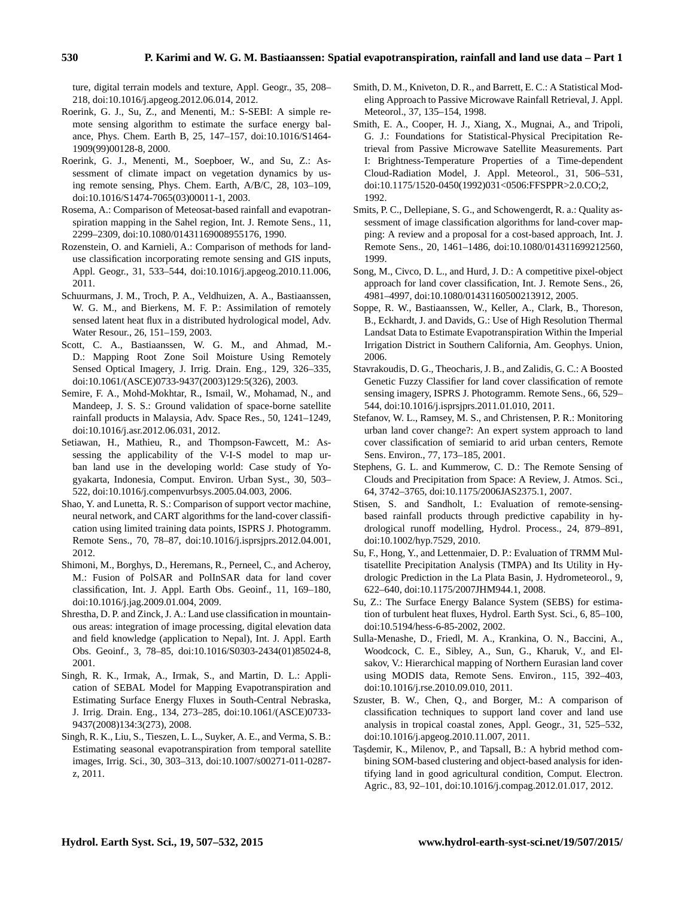ture, digital terrain models and texture, Appl. Geogr., 35, 208–218, doi:10.1016/j.apgeog.2012.06.014, 2012.

Roerink, G. J., Su, Z., and Menenti, M.: S-SEBI: A simple remote sensing algorithm to estimate the surface energy balance, Phys. Chem. Earth B, 25, 147–157, doi:10.1016/S1464-1909(99)00128-8, 2000.

Roerink, G. J., Menenti, M., Soepboer, W., and Su, Z.: Assessment of climate impact on vegetation dynamics by using remote sensing, Phys. Chem. Earth, A/B/C, 28, 103–109, doi:10.1016/S1474-7065(03)00011-1, 2003.

Rosema, A.: Comparison of Meteosat-based rainfall and evapotranspiration mapping in the Sahel region, Int. J. Remote Sens., 11, 2299–2309, doi:10.1080/01431169008955176, 1990.

Rozenstein, O. and Karnieli, A.: Comparison of methods for land-use classification incorporating remote sensing and GIS inputs, Appl. Geogr., 31, 533–544, doi:10.1016/j.apgeog.2010.11.006, 2011.

Schuurmans, J. M., Troch, P. A., Veldhuizen, A. A., Bastiaanssen, W. G. M., and Bierkens, M. F. P.: Assimilation of remotely sensed latent heat flux in a distributed hydrological model, Adv. Water Resour., 26, 151–159, 2003.

Scott, C. A., Bastiaanssen, W. G. M., and Ahmad, M.-D.: Mapping Root Zone Soil Moisture Using Remotely Sensed Optical Imagery, J. Irrig. Drain. Eng., 129, 326–335, doi:10.1061/(ASCE)0733-9437(2003)129:5(326), 2003.

Semire, F. A., Mohd-Mokhtar, R., Ismail, W., Mohamad, N., and Mandeep, J. S. S.: Ground validation of space-borne satellite rainfall products in Malaysia, Adv. Space Res., 50, 1241–1249, doi:10.1016/j.asr.2012.06.031, 2012.

Setiawan, H., Mathieu, R., and Thompson-Fawcett, M.: Assessing the applicability of the V-I-S model to map urban land use in the developing world: Case study of Yogyakarta, Indonesia, Comput. Environ. Urban Syst., 30, 503–522, doi:10.1016/j.compenvurbsys.2005.04.003, 2006.

Shao, Y. and Lunetta, R. S.: Comparison of support vector machine, neural network, and CART algorithms for the land-cover classification using limited training data points, ISPRS J. Photogramm. Remote Sens., 70, 78–87, doi:10.1016/j.isprsjprs.2012.04.001, 2012.

Shimoni, M., Borghys, D., Heremans, R., Perneel, C., and Acheroy, M.: Fusion of PolSAR and PolInSAR data for land cover classification, Int. J. Appl. Earth Obs. Geoinf., 11, 169–180, doi:10.1016/j.jag.2009.01.004, 2009.

Shrestha, D. P. and Zinck, J. A.: Land use classification in mountainous areas: integration of image processing, digital elevation data and field knowledge (application to Nepal), Int. J. Appl. Earth Obs. Geoinf., 3, 78–85, doi:10.1016/S0303-2434(01)85024-8, 2001.

Singh, R. K., Irmak, A., Irmak, S., and Martin, D. L.: Application of SEBAL Model for Mapping Evapotranspiration and Estimating Surface Energy Fluxes in South-Central Nebraska, J. Irrig. Drain. Eng., 134, 273–285, doi:10.1061/(ASCE)0733-9437(2008)134:3(273), 2008.

Singh, R. K., Liu, S., Tieszen, L. L., Suyker, A. E., and Verma, S. B.: Estimating seasonal evapotranspiration from temporal satellite images, Irrig. Sci., 30, 303–313, doi:10.1007/s00271-011-0287-z, 2011.

Smith, D. M., Kniveton, D. R., and Barrett, E. C.: A Statistical Modeling Approach to Passive Microwave Rainfall Retrieval, J. Appl. Meteorol., 37, 135–154, 1998.

Smith, E. A., Cooper, H. J., Xiang, X., Mugnai, A., and Tripoli, G. J.: Foundations for Statistical-Physical Precipitation Retrieval from Passive Microwave Satellite Measurements. Part I: Brightness-Temperature Properties of a Time-dependent Cloud-Radiation Model, J. Appl. Meteorol., 31, 506–531, doi:10.1175/1520-0450(1992)031<0506:FFSPPR>2.0.CO;2, 1992.

Smits, P. C., Dellepiane, S. G., and Schowengerdt, R. a.: Quality assessment of image classification algorithms for land-cover mapping: A review and a proposal for a cost-based approach, Int. J. Remote Sens., 20, 1461–1486, doi:10.1080/014311699212560, 1999.

Song, M., Civco, D. L., and Hurd, J. D.: A competitive pixel-object approach for land cover classification, Int. J. Remote Sens., 26, 4981–4997, doi:10.1080/01431160500213912, 2005.

Soppe, R. W., Bastiaanssen, W., Keller, A., Clark, B., Thoreson, B., Eckhardt, J. and Davids, G.: Use of High Resolution Thermal Landsat Data to Estimate Evapotranspiration Within the Imperial Irrigation District in Southern California, Am. Geophys. Union, 2006.

Stavrakoudis, D. G., Theocharis, J. B., and Zalidis, G. C.: A Boosted Genetic Fuzzy Classifier for land cover classification of remote sensing imagery, ISPRS J. Photogramm. Remote Sens., 66, 529–544, doi:10.1016/j.isprsjprs.2011.01.010, 2011.

Stefanov, W. L., Ramsey, M. S., and Christensen, P. R.: Monitoring urban land cover change?: An expert system approach to land cover classification of semiarid to arid urban centers, Remote Sens. Environ., 77, 173–185, 2001.

Stephens, G. L. and Kummerow, C. D.: The Remote Sensing of Clouds and Precipitation from Space: A Review, J. Atmos. Sci., 64, 3742–3765, doi:10.1175/2006JAS2375.1, 2007.

Stisen, S. and Sandholt, I.: Evaluation of remote-sensing-based rainfall products through predictive capability in hydrological runoff modelling, Hydrol. Process., 24, 879–891, doi:10.1002/hyp.7529, 2010.

Su, F., Hong, Y., and Lettenmaier, D. P.: Evaluation of TRMM Multisatellite Precipitation Analysis (TMPA) and Its Utility in Hydrologic Prediction in the La Plata Basin, J. Hydrometeorol., 9, 622–640, doi:10.1175/2007JHM944.1, 2008.

Su, Z.: The Surface Energy Balance System (SEBS) for estimation of turbulent heat fluxes, Hydrol. Earth Syst. Sci., 6, 85–100, doi:10.5194/hess-6-85-2002, 2002.

Sulla-Menashe, D., Friedl, M. A., Krankina, O. N., Baccini, A., Woodcock, C. E., Sibley, A., Sun, G., Kharuk, V., and Elsakov, V.: Hierarchical mapping of Northern Eurasian land cover using MODIS data, Remote Sens. Environ., 115, 392–403, doi:10.1016/j.rse.2010.09.010, 2011.

Szuster, B. W., Chen, Q., and Borger, M.: A comparison of classification techniques to support land cover and land use analysis in tropical coastal zones, Appl. Geogr., 31, 525–532, doi:10.1016/j.apgeog.2010.11.007, 2011.

Taşdemir, K., Milenov, P., and Tapsall, B.: A hybrid method combining SOM-based clustering and object-based analysis for identifying land in good agricultural condition, Comput. Electron. Agric., 83, 92–101, doi:10.1016/j.compag.2012.01.017, 2012.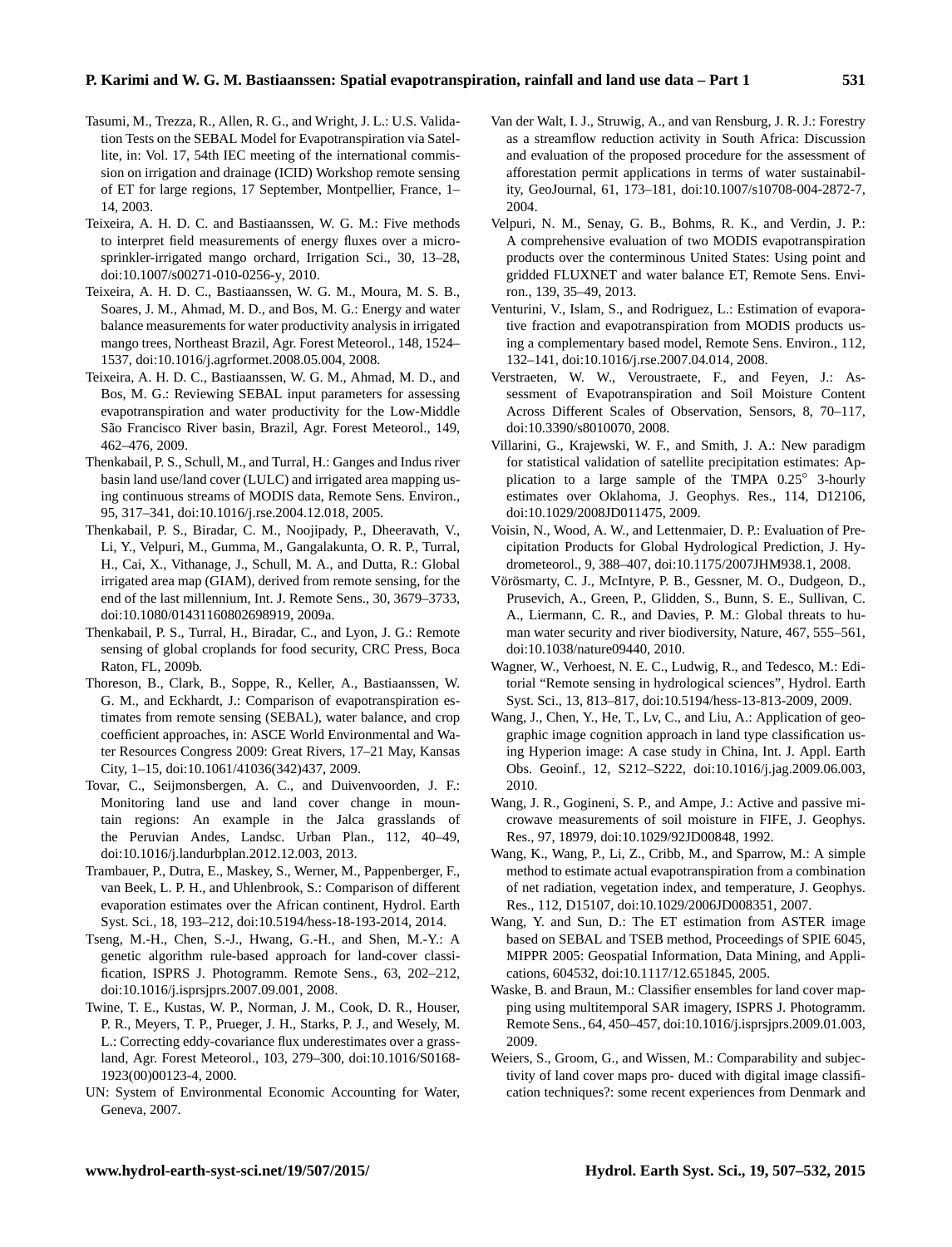Tasumi, M., Trezza, R., Allen, R. G., and Wright, J. L.: U.S. Validation Tests on the SEBAL Model for Evapotranspiration via Satellite, in: Vol. 17, 54th IEC meeting of the international commission on irrigation and drainage (ICID) Workshop remote sensing of ET for large regions, 17 September, Montpellier, France, 1–14, 2003.

Teixeira, A. H. D. C. and Bastiaanssen, W. G. M.: Five methods to interpret field measurements of energy fluxes over a micro-sprinkler-irrigated mango orchard, Irrigation Sci., 30, 13–28, doi:10.1007/s00271-010-0256-y, 2010.

Teixeira, A. H. D. C., Bastiaanssen, W. G. M., Moura, M. S. B., Soares, J. M., Ahmad, M. D., and Bos, M. G.: Energy and water balance measurements for water productivity analysis in irrigated mango trees, Northeast Brazil, Agr. Forest Meteorol., 148, 1524–1537, doi:10.1016/j.agrformet.2008.05.004, 2008.

Teixeira, A. H. D. C., Bastiaanssen, W. G. M., Ahmad, M. D., and Bos, M. G.: Reviewing SEBAL input parameters for assessing evapotranspiration and water productivity for the Low-Middle São Francisco River basin, Brazil, Agr. Forest Meteorol., 149, 462–476, 2009.

Thenkabail, P. S., Schull, M., and Turral, H.: Ganges and Indus river basin land use/land cover (LULC) and irrigated area mapping using continuous streams of MODIS data, Remote Sens. Environ., 95, 317–341, doi:10.1016/j.rse.2004.12.018, 2005.

Thenkabail, P. S., Biradar, C. M., Noojipady, P., Dheeravath, V., Li, Y., Velpuri, M., Gumma, M., Gangalakunta, O. R. P., Turral, H., Cai, X., Vithanage, J., Schull, M. A., and Dutta, R.: Global irrigated area map (GIAM), derived from remote sensing, for the end of the last millennium, Int. J. Remote Sens., 30, 3679–3733, doi:10.1080/01431160802698919, 2009a.

Thenkabail, P. S., Turral, H., Biradar, C., and Lyon, J. G.: Remote sensing of global croplands for food security, CRC Press, Boca Raton, FL, 2009b.

Thoreson, B., Clark, B., Soppe, R., Keller, A., Bastiaanssen, W. G. M., and Eckhardt, J.: Comparison of evapotranspiration estimates from remote sensing (SEBAL), water balance, and crop coefficient approaches, in: ASCE World Environmental and Water Resources Congress 2009: Great Rivers, 17–21 May, Kansas City, 1–15, doi:10.1061/41036(342)437, 2009.

Tovar, C., Seijmonsbergen, A. C., and Duivenvoorden, J. F.: Monitoring land use and land cover change in mountain regions: An example in the Jalca grasslands of the Peruvian Andes, Landsc. Urban Plan., 112, 40–49, doi:10.1016/j.landurbplan.2012.12.003, 2013.

Trambauer, P., Dutra, E., Maskey, S., Werner, M., Pappenberger, F., van Beek, L. P. H., and Uhlenbrook, S.: Comparison of different evaporation estimates over the African continent, Hydrol. Earth Syst. Sci., 18, 193–212, doi:10.5194/hess-18-193-2014, 2014.

Tseng, M.-H., Chen, S.-J., Hwang, G.-H., and Shen, M.-Y.: A genetic algorithm rule-based approach for land-cover classification, ISPRS J. Photogramm. Remote Sens., 63, 202–212, doi:10.1016/j.isprsjprs.2007.09.001, 2008.

Twine, T. E., Kustas, W. P., Norman, J. M., Cook, D. R., Houser, P. R., Meyers, T. P., Prueger, J. H., Starks, P. J., and Wesely, M. L.: Correcting eddy-covariance flux underestimates over a grassland, Agr. Forest Meteorol., 103, 279–300, doi:10.1016/S0168-1923(00)00123-4, 2000.

UN: System of Environmental Economic Accounting for Water, Geneva, 2007.

Van der Walt, I. J., Struwig, A., and van Rensburg, J. R. J.: Forestry as a streamflow reduction activity in South Africa: Discussion and evaluation of the proposed procedure for the assessment of afforestation permit applications in terms of water sustainability, GeoJournal, 61, 173–181, doi:10.1007/s10708-004-2872-7, 2004.

Velpuri, N. M., Senay, G. B., Bohms, R. K., and Verdin, J. P.: A comprehensive evaluation of two MODIS evapotranspiration products over the conterminous United States: Using point and gridded FLUXNET and water balance ET, Remote Sens. Environ., 139, 35–49, 2013.

Venturini, V., Islam, S., and Rodriguez, L.: Estimation of evaporative fraction and evapotranspiration from MODIS products using a complementary based model, Remote Sens. Environ., 112, 132–141, doi:10.1016/j.rse.2007.04.014, 2008.

Verstraeten, W. W., Veroustraete, F., and Feyen, J.: Assessment of Evapotranspiration and Soil Moisture Content Across Different Scales of Observation, Sensors, 8, 70–117, doi:10.3390/s8010070, 2008.

Villarini, G., Krajewski, W. F., and Smith, J. A.: New paradigm for statistical validation of satellite precipitation estimates: Application to a large sample of the TMPA 0.25° 3-hourly estimates over Oklahoma, J. Geophys. Res., 114, D12106, doi:10.1029/2008JD011475, 2009.

Voisin, N., Wood, A. W., and Lettenmaier, D. P.: Evaluation of Precipitation Products for Global Hydrological Prediction, J. Hydrometeorol., 9, 388–407, doi:10.1175/2007JHM938.1, 2008.

Vörösmarty, C. J., McIntyre, P. B., Gessner, M. O., Dudgeon, D., Prusevich, A., Green, P., Glidden, S., Bunn, S. E., Sullivan, C. A., Liermann, C. R., and Davies, P. M.: Global threats to human water security and river biodiversity, Nature, 467, 555–561, doi:10.1038/nature09440, 2010.

Wagner, W., Verhoest, N. E. C., Ludwig, R., and Tedesco, M.: Editorial "Remote sensing in hydrological sciences", Hydrol. Earth Syst. Sci., 13, 813–817, doi:10.5194/hess-13-813-2009, 2009.

Wang, J., Chen, Y., He, T., Lv, C., and Liu, A.: Application of geographic image cognition approach in land type classification using Hyperion image: A case study in China, Int. J. Appl. Earth Obs. Geoinf., 12, S212–S222, doi:10.1016/j.jag.2009.06.003, 2010.

Wang, J. R., Gogineni, S. P., and Ampe, J.: Active and passive microwave measurements of soil moisture in FIFE, J. Geophys. Res., 97, 18979, doi:10.1029/92JD00848, 1992.

Wang, K., Wang, P., Li, Z., Cribb, M., and Sparrow, M.: A simple method to estimate actual evapotranspiration from a combination of net radiation, vegetation index, and temperature, J. Geophys. Res., 112, D15107, doi:10.1029/2006JD008351, 2007.

Wang, Y. and Sun, D.: The ET estimation from ASTER image based on SEBAL and TSEB method, Proceedings of SPIE 6045, MIPPR 2005: Geospatial Information, Data Mining, and Applications, 604532, doi:10.1117/12.651845, 2005.

Waske, B. and Braun, M.: Classifier ensembles for land cover mapping using multitemporal SAR imagery, ISPRS J. Photogramm. Remote Sens., 64, 450–457, doi:10.1016/j.isprsjprs.2009.01.003, 2009.

Weiers, S., Groom, G., and Wissen, M.: Comparability and subjectivity of land cover maps pro- duced with digital image classification techniques?: some recent experiences from Denmark and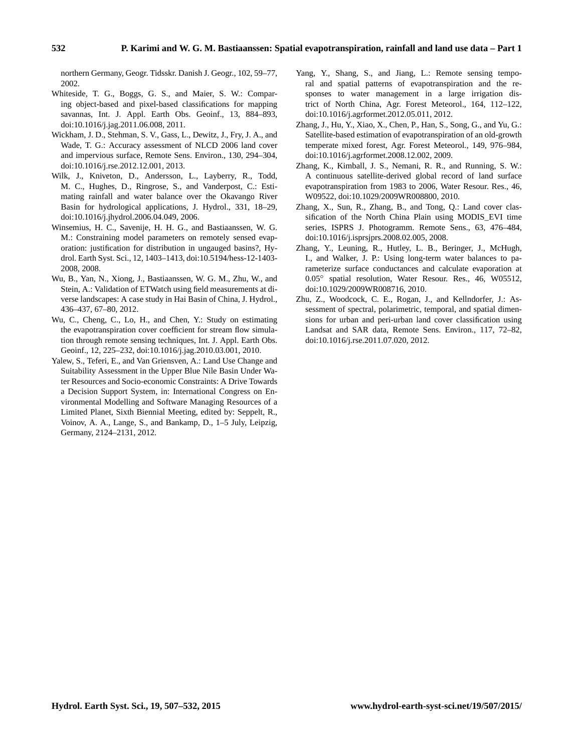northern Germany, Geogr. Tidsskr. Danish J. Geogr., 102, 59–77, 2002.

Whiteside, T. G., Boggs, G. S., and Maier, S. W.: Comparing object-based and pixel-based classifications for mapping savannas, Int. J. Appl. Earth Obs. Geoinf., 13, 884–893, doi:10.1016/j.jag.2011.06.008, 2011.

Wickham, J. D., Stehman, S. V., Gass, L., Dewitz, J., Fry, J. A., and Wade, T. G.: Accuracy assessment of NLCD 2006 land cover and impervious surface, Remote Sens. Environ., 130, 294–304, doi:10.1016/j.rse.2012.12.001, 2013.

Wilk, J., Kniveton, D., Andersson, L., Layberry, R., Todd, M. C., Hughes, D., Ringrose, S., and Vanderpost, C.: Estimating rainfall and water balance over the Okavango River Basin for hydrological applications, J. Hydrol., 331, 18–29, doi:10.1016/j.jhydrol.2006.04.049, 2006.

Winsemius, H. C., Savenije, H. H. G., and Bastiaanssen, W. G. M.: Constraining model parameters on remotely sensed evaporation: justification for distribution in ungauged basins?, Hydrol. Earth Syst. Sci., 12, 1403–1413, doi:10.5194/hess-12-1403-2008, 2008.

Wu, B., Yan, N., Xiong, J., Bastiaanssen, W. G. M., Zhu, W., and Stein, A.: Validation of ETWatch using field measurements at diverse landscapes: A case study in Hai Basin of China, J. Hydrol., 436–437, 67–80, 2012.

Wu, C., Cheng, C., Lo, H., and Chen, Y.: Study on estimating the evapotranspiration cover coefficient for stream flow simulation through remote sensing techniques, Int. J. Appl. Earth Obs. Geoinf., 12, 225–232, doi:10.1016/j.jag.2010.03.001, 2010.

Yalew, S., Teferi, E., and Van Griensven, A.: Land Use Change and Suitability Assessment in the Upper Blue Nile Basin Under Water Resources and Socio-economic Constraints: A Drive Towards a Decision Support System, in: International Congress on Environmental Modelling and Software Managing Resources of a Limited Planet, Sixth Biennial Meeting, edited by: Seppelt, R., Voinov, A. A., Lange, S., and Bankamp, D., 1–5 July, Leipzig, Germany, 2124–2131, 2012.

Yang, Y., Shang, S., and Jiang, L.: Remote sensing temporal and spatial patterns of evapotranspiration and the responses to water management in a large irrigation district of North China, Agr. Forest Meteorol., 164, 112–122, doi:10.1016/j.agrformet.2012.05.011, 2012.

Zhang, J., Hu, Y., Xiao, X., Chen, P., Han, S., Song, G., and Yu, G.: Satellite-based estimation of evapotranspiration of an old-growth temperate mixed forest, Agr. Forest Meteorol., 149, 976–984, doi:10.1016/j.agrformet.2008.12.002, 2009.

Zhang, K., Kimball, J. S., Nemani, R. R., and Running, S. W.: A continuous satellite-derived global record of land surface evapotranspiration from 1983 to 2006, Water Resour. Res., 46, W09522, doi:10.1029/2009WR008800, 2010.

Zhang, X., Sun, R., Zhang, B., and Tong, Q.: Land cover classification of the North China Plain using MODIS_EVI time series, ISPRS J. Photogramm. Remote Sens., 63, 476–484, doi:10.1016/j.isprsjprs.2008.02.005, 2008.

Zhang, Y., Leuning, R., Hutley, L. B., Beringer, J., McHugh, I., and Walker, J. P.: Using long-term water balances to parameterize surface conductances and calculate evaporation at 0.05° spatial resolution, Water Resour. Res., 46, W05512, doi:10.1029/2009WR008716, 2010.

Zhu, Z., Woodcock, C. E., Rogan, J., and Kellndorfer, J.: Assessment of spectral, polarimetric, temporal, and spatial dimensions for urban and peri-urban land cover classification using Landsat and SAR data, Remote Sens. Environ., 117, 72–82, doi:10.1016/j.rse.2011.07.020, 2012.